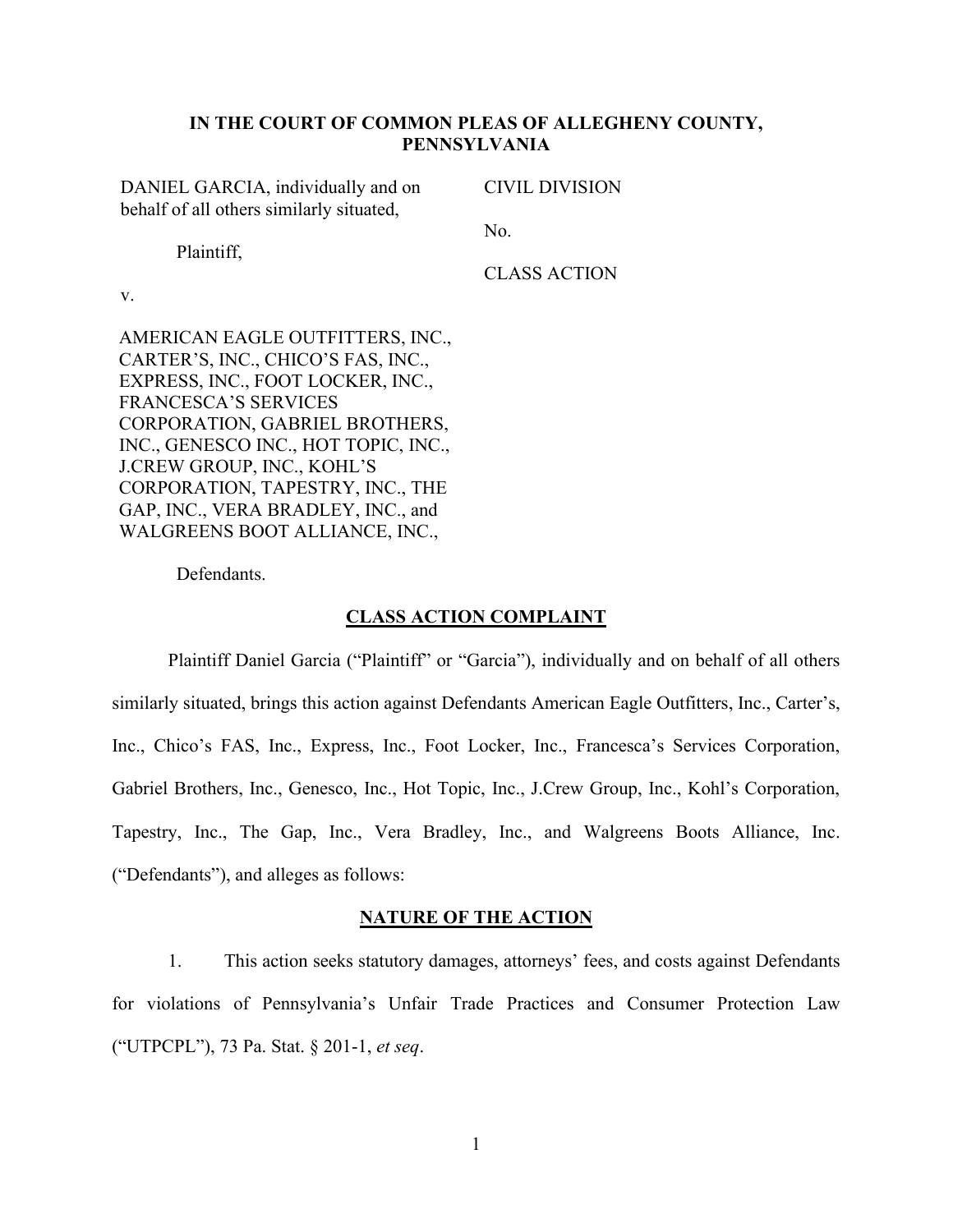**IN THE COURT OF COMMON PLEAS OF ALLEGHENY COUNTY, PENNSYLVANIA**

DANIEL GARCIA, individually and on behalf of all others similarly situated,

Plaintiff,

v.

AMERICAN EAGLE OUTFITTERS, INC., CARTER'S, INC., CHICO'S FAS, INC., EXPRESS, INC., FOOT LOCKER, INC., FRANCESCA'S SERVICES CORPORATION, GABRIEL BROTHERS, INC., GENESCO INC., HOT TOPIC, INC., J.CREW GROUP, INC., KOHL'S CORPORATION, TAPESTRY, INC., THE GAP, INC., VERA BRADLEY, INC., and WALGREENS BOOT ALLIANCE, INC.,

Defendants.

CIVIL DIVISION

No.

CLASS ACTION

## CLASS ACTION COMPLAINT

Plaintiff Daniel Garcia ("Plaintiff" or "Garcia"), individually and on behalf of all others similarly situated, brings this action against Defendants American Eagle Outfitters, Inc., Carter's, Inc., Chico's FAS, Inc., Express, Inc., Foot Locker, Inc., Francesca's Services Corporation, Gabriel Brothers, Inc., Genesco, Inc., Hot Topic, Inc., J.Crew Group, Inc., Kohl's Corporation, Tapestry, Inc., The Gap, Inc., Vera Bradley, Inc., and Walgreens Boots Alliance, Inc. ("Defendants"), and alleges as follows:

## NATURE OF THE ACTION

1. This action seeks statutory damages, attorneys' fees, and costs against Defendants for violations of Pennsylvania's Unfair Trade Practices and Consumer Protection Law ("UTPCPL"), 73 Pa. Stat. § 201-1, *et seq*.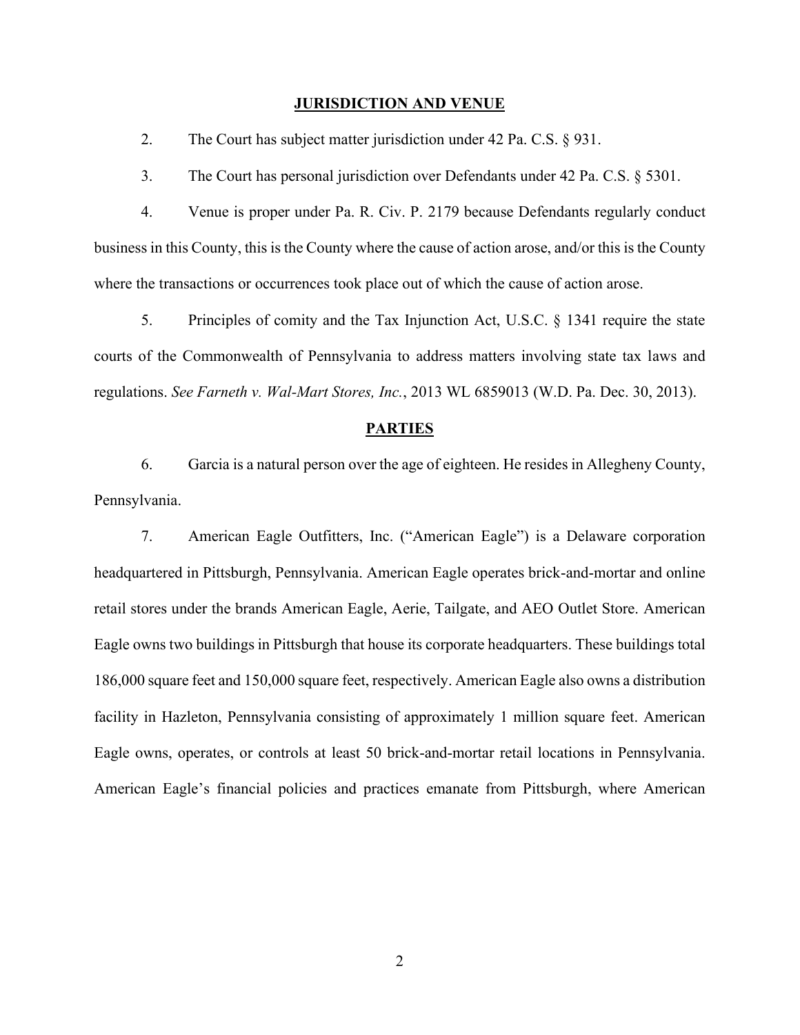## JURISDICTION AND VENUE

2. The Court has subject matter jurisdiction under 42 Pa. C.S. § 931.

3. The Court has personal jurisdiction over Defendants under 42 Pa. C.S. § 5301.

4. Venue is proper under Pa. R. Civ. P. 2179 because Defendants regularly conduct business in this County, this is the County where the cause of action arose, and/or this is the County where the transactions or occurrences took place out of which the cause of action arose.

5. Principles of comity and the Tax Injunction Act, U.S.C. § 1341 require the state courts of the Commonwealth of Pennsylvania to address matters involving state tax laws and regulations. *See Farneth v. Wal-Mart Stores, Inc.*, 2013 WL 6859013 (W.D. Pa. Dec. 30, 2013).

## PARTIES

6. Garcia is a natural person over the age of eighteen. He resides in Allegheny County, Pennsylvania.

7. American Eagle Outfitters, Inc. ("American Eagle") is a Delaware corporation headquartered in Pittsburgh, Pennsylvania. American Eagle operates brick-and-mortar and online retail stores under the brands American Eagle, Aerie, Tailgate, and AEO Outlet Store. American Eagle owns two buildings in Pittsburgh that house its corporate headquarters. These buildings total 186,000 square feet and 150,000 square feet, respectively. American Eagle also owns a distribution facility in Hazleton, Pennsylvania consisting of approximately 1 million square feet. American Eagle owns, operates, or controls at least 50 brick-and-mortar retail locations in Pennsylvania. American Eagle's financial policies and practices emanate from Pittsburgh, where American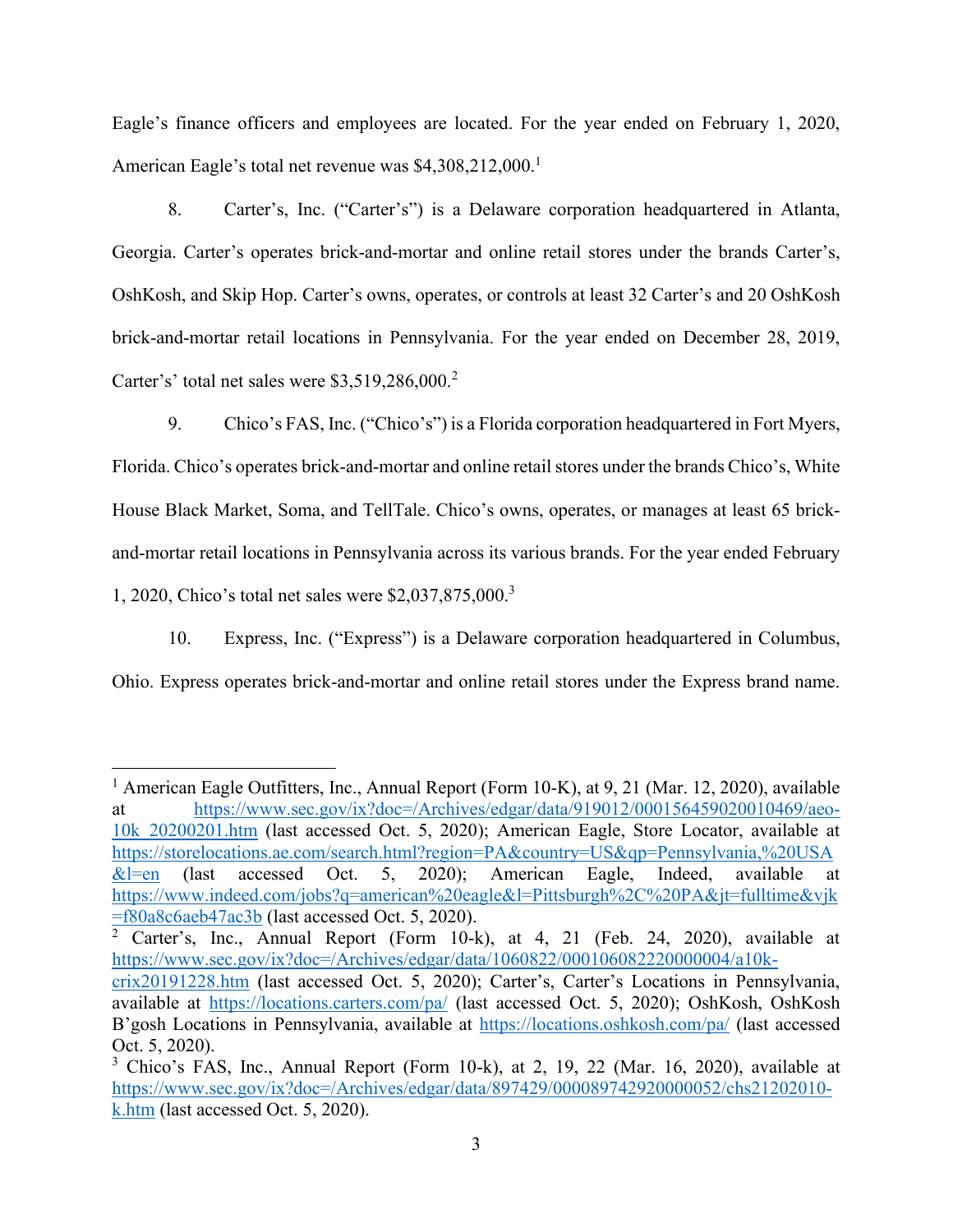Eagle's finance officers and employees are located. For the year ended on February 1, 2020, American Eagle's total net revenue was $4,308,212,000.[1]

8. Carter's, Inc. ("Carter's") is a Delaware corporation headquartered in Atlanta, Georgia. Carter's operates brick-and-mortar and online retail stores under the brands Carter's, OshKosh, and Skip Hop. Carter's owns, operates, or controls at least 32 Carter's and 20 OshKosh brick-and-mortar retail locations in Pennsylvania. For the year ended on December 28, 2019, Carter's' total net sales were $3,519,286,000.[2]

9. Chico's FAS, Inc. ("Chico's") is a Florida corporation headquartered in Fort Myers, Florida. Chico's operates brick-and-mortar and online retail stores under the brands Chico's, White House Black Market, Soma, and TellTale. Chico's owns, operates, or manages at least 65 brick-and-mortar retail locations in Pennsylvania across its various brands. For the year ended February 1, 2020, Chico's total net sales were $2,037,875,000.[3]

10. Express, Inc. ("Express") is a Delaware corporation headquartered in Columbus, Ohio. Express operates brick-and-mortar and online retail stores under the Express brand name.

---

[1] American Eagle Outfitters, Inc., Annual Report (Form 10-K), at 9, 21 (Mar. 12, 2020), available at https://www.sec.gov/ix?doc=/Archives/edgar/data/919012/000156459020010469/aeo-10k_20200201.htm (last accessed Oct. 5, 2020); American Eagle, Store Locator, available at https://storelocations.ae.com/search.html?region=PA&country=US&qp=Pennsylvania,%20USA&l=en (last accessed Oct. 5, 2020); American Eagle, Indeed, available at https://www.indeed.com/jobs?q=american%20eagle&l=Pittsburgh%2C%20PA&jt=fulltime&vjk=f80a8c6aeb47ac3b (last accessed Oct. 5, 2020).

[2] Carter's, Inc., Annual Report (Form 10-k), at 4, 21 (Feb. 24, 2020), available at https://www.sec.gov/ix?doc=/Archives/edgar/data/1060822/000106082220000004/a10k-crix20191228.htm (last accessed Oct. 5, 2020); Carter's, Carter's Locations in Pennsylvania, available at https://locations.carters.com/pa/ (last accessed Oct. 5, 2020); OshKosh, OshKosh B'gosh Locations in Pennsylvania, available at https://locations.oshkosh.com/pa/ (last accessed Oct. 5, 2020).

[3] Chico's FAS, Inc., Annual Report (Form 10-k), at 2, 19, 22 (Mar. 16, 2020), available at https://www.sec.gov/ix?doc=/Archives/edgar/data/897429/000089742920000052/chs21202010-k.htm (last accessed Oct. 5, 2020).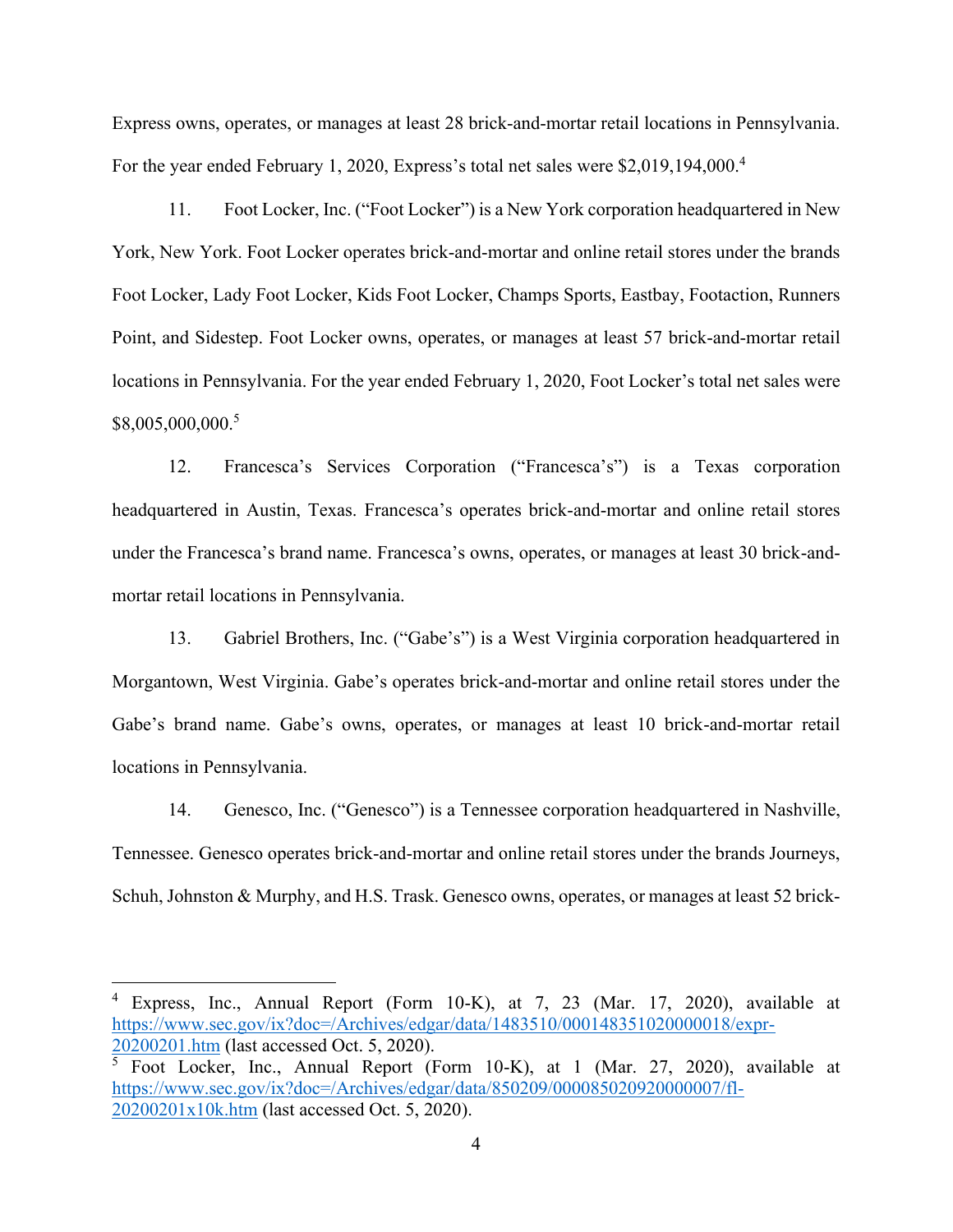Express owns, operates, or manages at least 28 brick-and-mortar retail locations in Pennsylvania. For the year ended February 1, 2020, Express's total net sales were $2,019,194,000.[4]

11. Foot Locker, Inc. ("Foot Locker") is a New York corporation headquartered in New York, New York. Foot Locker operates brick-and-mortar and online retail stores under the brands Foot Locker, Lady Foot Locker, Kids Foot Locker, Champs Sports, Eastbay, Footaction, Runners Point, and Sidestep. Foot Locker owns, operates, or manages at least 57 brick-and-mortar retail locations in Pennsylvania. For the year ended February 1, 2020, Foot Locker's total net sales were $8,005,000,000.[5]

12. Francesca's Services Corporation ("Francesca's") is a Texas corporation headquartered in Austin, Texas. Francesca's operates brick-and-mortar and online retail stores under the Francesca's brand name. Francesca's owns, operates, or manages at least 30 brick-and-mortar retail locations in Pennsylvania.

13. Gabriel Brothers, Inc. ("Gabe's") is a West Virginia corporation headquartered in Morgantown, West Virginia. Gabe's operates brick-and-mortar and online retail stores under the Gabe's brand name. Gabe's owns, operates, or manages at least 10 brick-and-mortar retail locations in Pennsylvania.

14. Genesco, Inc. ("Genesco") is a Tennessee corporation headquartered in Nashville, Tennessee. Genesco operates brick-and-mortar and online retail stores under the brands Journeys, Schuh, Johnston & Murphy, and H.S. Trask. Genesco owns, operates, or manages at least 52 brick-

---

[4] Express, Inc., Annual Report (Form 10-K), at 7, 23 (Mar. 17, 2020), available at https://www.sec.gov/ix?doc=/Archives/edgar/data/1483510/000148351020000018/expr-20200201.htm (last accessed Oct. 5, 2020).

[5] Foot Locker, Inc., Annual Report (Form 10-K), at 1 (Mar. 27, 2020), available at https://www.sec.gov/ix?doc=/Archives/edgar/data/850209/000085020920000007/fl-20200201x10k.htm (last accessed Oct. 5, 2020).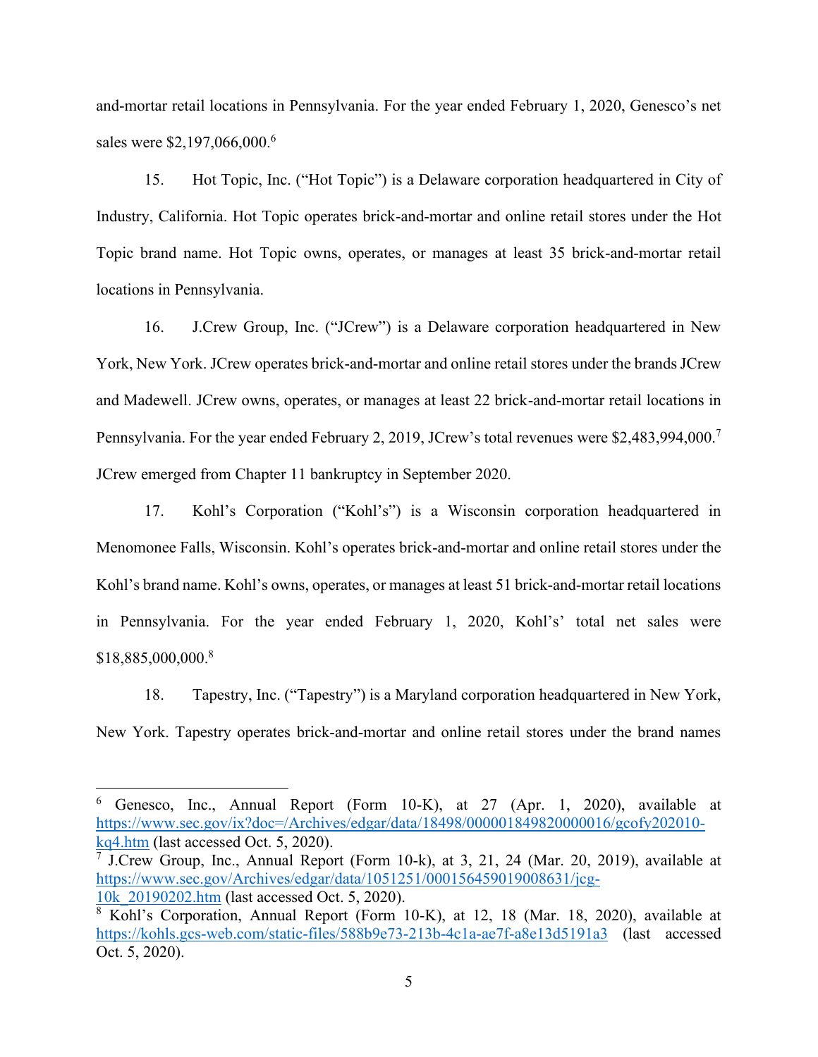and-mortar retail locations in Pennsylvania. For the year ended February 1, 2020, Genesco's net sales were $2,197,066,000.[6]

15. Hot Topic, Inc. ("Hot Topic") is a Delaware corporation headquartered in City of Industry, California. Hot Topic operates brick-and-mortar and online retail stores under the Hot Topic brand name. Hot Topic owns, operates, or manages at least 35 brick-and-mortar retail locations in Pennsylvania.

16. J.Crew Group, Inc. ("JCrew") is a Delaware corporation headquartered in New York, New York. JCrew operates brick-and-mortar and online retail stores under the brands JCrew and Madewell. JCrew owns, operates, or manages at least 22 brick-and-mortar retail locations in Pennsylvania. For the year ended February 2, 2019, JCrew's total revenues were $2,483,994,000.[7] JCrew emerged from Chapter 11 bankruptcy in September 2020.

17. Kohl's Corporation ("Kohl's") is a Wisconsin corporation headquartered in Menomonee Falls, Wisconsin. Kohl's operates brick-and-mortar and online retail stores under the Kohl's brand name. Kohl's owns, operates, or manages at least 51 brick-and-mortar retail locations in Pennsylvania. For the year ended February 1, 2020, Kohl's' total net sales were $18,885,000,000.[8]

18. Tapestry, Inc. ("Tapestry") is a Maryland corporation headquartered in New York, New York. Tapestry operates brick-and-mortar and online retail stores under the brand names

---

[6] Genesco, Inc., Annual Report (Form 10-K), at 27 (Apr. 1, 2020), available at https://www.sec.gov/ix?doc=/Archives/edgar/data/18498/000001849820000016/gcofy202010-kq4.htm (last accessed Oct. 5, 2020).

[7] J.Crew Group, Inc., Annual Report (Form 10-k), at 3, 21, 24 (Mar. 20, 2019), available at https://www.sec.gov/Archives/edgar/data/1051251/000156459019008631/jcg-10k_20190202.htm (last accessed Oct. 5, 2020).

[8] Kohl's Corporation, Annual Report (Form 10-K), at 12, 18 (Mar. 18, 2020), available at https://kohls.gcs-web.com/static-files/588b9e73-213b-4c1a-ae7f-a8e13d5191a3 (last accessed Oct. 5, 2020).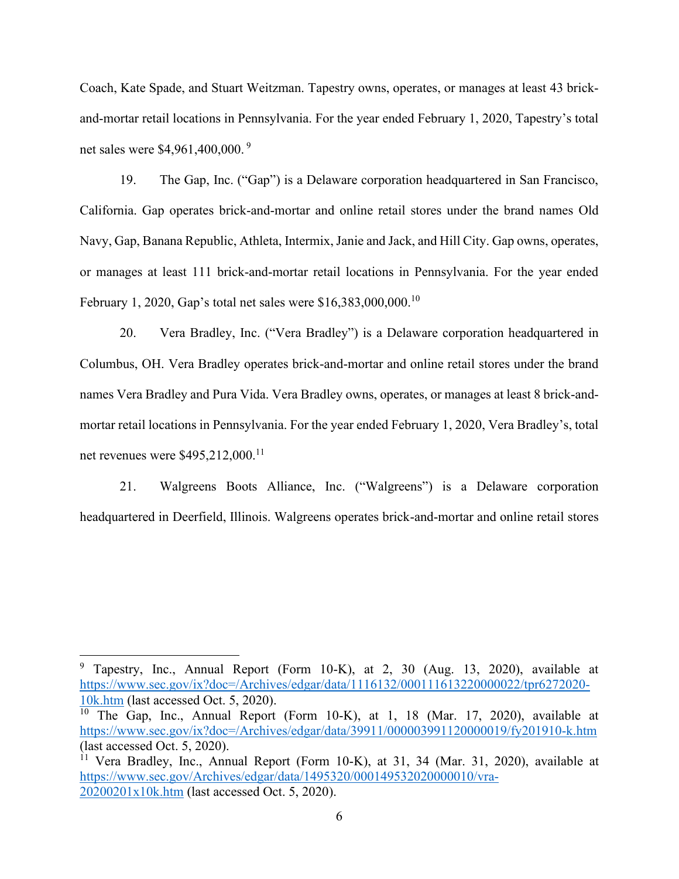Coach, Kate Spade, and Stuart Weitzman. Tapestry owns, operates, or manages at least 43 brick-and-mortar retail locations in Pennsylvania. For the year ended February 1, 2020, Tapestry's total net sales were $4,961,400,000. [9]

19. The Gap, Inc. ("Gap") is a Delaware corporation headquartered in San Francisco, California. Gap operates brick-and-mortar and online retail stores under the brand names Old Navy, Gap, Banana Republic, Athleta, Intermix, Janie and Jack, and Hill City. Gap owns, operates, or manages at least 111 brick-and-mortar retail locations in Pennsylvania. For the year ended February 1, 2020, Gap's total net sales were $16,383,000,000.[10]

20. Vera Bradley, Inc. ("Vera Bradley") is a Delaware corporation headquartered in Columbus, OH. Vera Bradley operates brick-and-mortar and online retail stores under the brand names Vera Bradley and Pura Vida. Vera Bradley owns, operates, or manages at least 8 brick-and-mortar retail locations in Pennsylvania. For the year ended February 1, 2020, Vera Bradley's, total net revenues were $495,212,000.[11]

21. Walgreens Boots Alliance, Inc. ("Walgreens") is a Delaware corporation headquartered in Deerfield, Illinois. Walgreens operates brick-and-mortar and online retail stores

---

[9] Tapestry, Inc., Annual Report (Form 10-K), at 2, 30 (Aug. 13, 2020), available at https://www.sec.gov/ix?doc=/Archives/edgar/data/1116132/000111613220000022/tpr6272020-10k.htm (last accessed Oct. 5, 2020).

[10] The Gap, Inc., Annual Report (Form 10-K), at 1, 18 (Mar. 17, 2020), available at https://www.sec.gov/ix?doc=/Archives/edgar/data/39911/000003991120000019/fy201910-k.htm (last accessed Oct. 5, 2020).

[11] Vera Bradley, Inc., Annual Report (Form 10-K), at 31, 34 (Mar. 31, 2020), available at https://www.sec.gov/Archives/edgar/data/1495320/000149532020000010/vra-20200201x10k.htm (last accessed Oct. 5, 2020).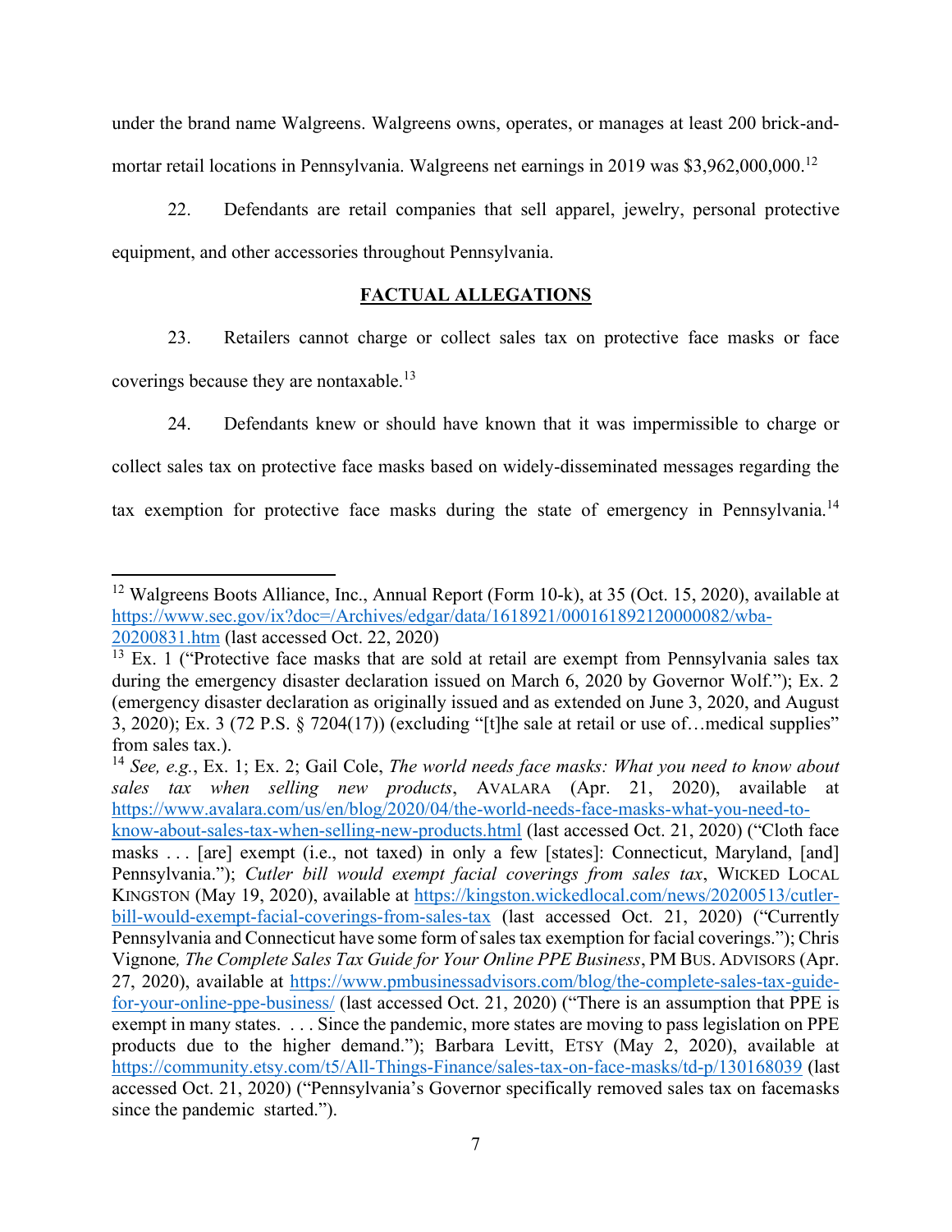under the brand name Walgreens. Walgreens owns, operates, or manages at least 200 brick-and-mortar retail locations in Pennsylvania. Walgreens net earnings in 2019 was $3,962,000,000.[12]

22. Defendants are retail companies that sell apparel, jewelry, personal protective equipment, and other accessories throughout Pennsylvania.

## **FACTUAL ALLEGATIONS**

23. Retailers cannot charge or collect sales tax on protective face masks or face coverings because they are nontaxable.[13]

24. Defendants knew or should have known that it was impermissible to charge or collect sales tax on protective face masks based on widely-disseminated messages regarding the tax exemption for protective face masks during the state of emergency in Pennsylvania.[14]

---

[12] Walgreens Boots Alliance, Inc., Annual Report (Form 10-k), at 35 (Oct. 15, 2020), available at https://www.sec.gov/ix?doc=/Archives/edgar/data/1618921/000161892120000082/wba-20200831.htm (last accessed Oct. 22, 2020)

[13] Ex. 1 ("Protective face masks that are sold at retail are exempt from Pennsylvania sales tax during the emergency disaster declaration issued on March 6, 2020 by Governor Wolf."); Ex. 2 (emergency disaster declaration as originally issued and as extended on June 3, 2020, and August 3, 2020); Ex. 3 (72 P.S. § 7204(17)) (excluding "[t]he sale at retail or use of…medical supplies" from sales tax.).

[14] *See, e.g.*, Ex. 1; Ex. 2; Gail Cole, *The world needs face masks: What you need to know about sales tax when selling new products*, AVALARA (Apr. 21, 2020), available at https://www.avalara.com/us/en/blog/2020/04/the-world-needs-face-masks-what-you-need-to-know-about-sales-tax-when-selling-new-products.html (last accessed Oct. 21, 2020) ("Cloth face masks . . . [are] exempt (i.e., not taxed) in only a few [states]: Connecticut, Maryland, [and] Pennsylvania."); *Cutler bill would exempt facial coverings from sales tax*, WICKED LOCAL KINGSTON (May 19, 2020), available at https://kingston.wickedlocal.com/news/20200513/cutler-bill-would-exempt-facial-coverings-from-sales-tax (last accessed Oct. 21, 2020) ("Currently Pennsylvania and Connecticut have some form of sales tax exemption for facial coverings."); Chris Vignone, *The Complete Sales Tax Guide for Your Online PPE Business*, PM BUS. ADVISORS (Apr. 27, 2020), available at https://www.pmbusinessadvisors.com/blog/the-complete-sales-tax-guide-for-your-online-ppe-business/ (last accessed Oct. 21, 2020) ("There is an assumption that PPE is exempt in many states. . . . Since the pandemic, more states are moving to pass legislation on PPE products due to the higher demand."); Barbara Levitt, ETSY (May 2, 2020), available at https://community.etsy.com/t5/All-Things-Finance/sales-tax-on-face-masks/td-p/130168039 (last accessed Oct. 21, 2020) ("Pennsylvania's Governor specifically removed sales tax on facemasks since the pandemic started.").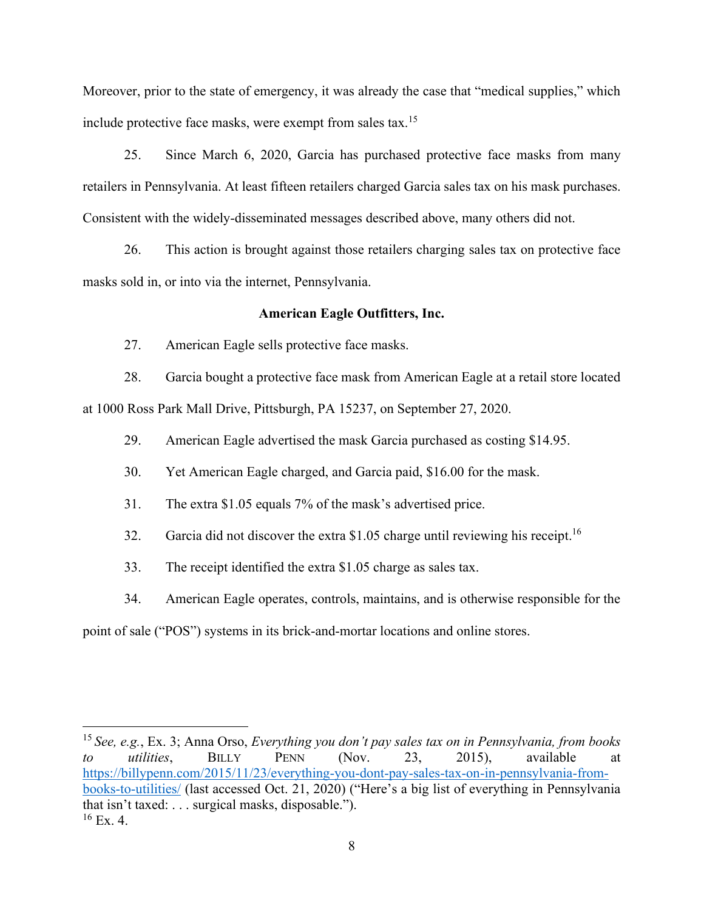Moreover, prior to the state of emergency, it was already the case that "medical supplies," which include protective face masks, were exempt from sales tax.[15]

25. Since March 6, 2020, Garcia has purchased protective face masks from many retailers in Pennsylvania. At least fifteen retailers charged Garcia sales tax on his mask purchases. Consistent with the widely-disseminated messages described above, many others did not.

26. This action is brought against those retailers charging sales tax on protective face masks sold in, or into via the internet, Pennsylvania.

**American Eagle Outfitters, Inc.**

27. American Eagle sells protective face masks.

28. Garcia bought a protective face mask from American Eagle at a retail store located at 1000 Ross Park Mall Drive, Pittsburgh, PA 15237, on September 27, 2020.

29. American Eagle advertised the mask Garcia purchased as costing $14.95.

30. Yet American Eagle charged, and Garcia paid, $16.00 for the mask.

31. The extra $1.05 equals 7% of the mask's advertised price.

32. Garcia did not discover the extra $1.05 charge until reviewing his receipt.[16]

33. The receipt identified the extra $1.05 charge as sales tax.

34. American Eagle operates, controls, maintains, and is otherwise responsible for the point of sale ("POS") systems in its brick-and-mortar locations and online stores.

---

[15] *See, e.g.*, Ex. 3; Anna Orso, *Everything you don't pay sales tax on in Pennsylvania, from books to utilities*, BILLY PENN (Nov. 23, 2015), available at https://billypenn.com/2015/11/23/everything-you-dont-pay-sales-tax-on-in-pennsylvania-from-books-to-utilities/ (last accessed Oct. 21, 2020) ("Here's a big list of everything in Pennsylvania that isn't taxed: . . . surgical masks, disposable.").

[16] Ex. 4.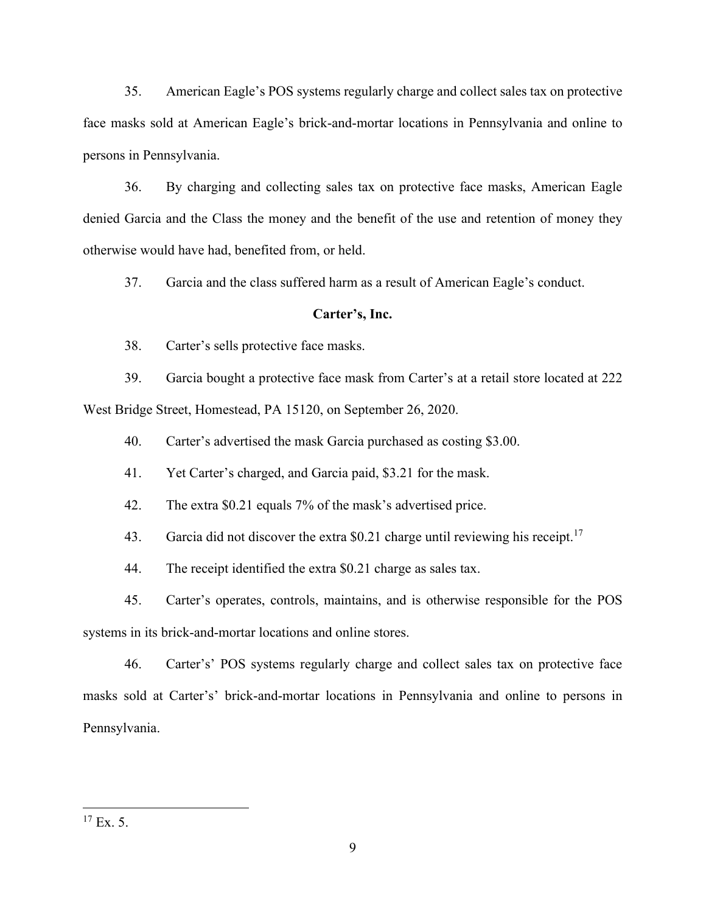35. American Eagle's POS systems regularly charge and collect sales tax on protective face masks sold at American Eagle's brick-and-mortar locations in Pennsylvania and online to persons in Pennsylvania.

36. By charging and collecting sales tax on protective face masks, American Eagle denied Garcia and the Class the money and the benefit of the use and retention of money they otherwise would have had, benefited from, or held.

37. Garcia and the class suffered harm as a result of American Eagle's conduct.

**Carter's, Inc.**

38. Carter's sells protective face masks.

39. Garcia bought a protective face mask from Carter's at a retail store located at 222 West Bridge Street, Homestead, PA 15120, on September 26, 2020.

40. Carter's advertised the mask Garcia purchased as costing $3.00.

41. Yet Carter's charged, and Garcia paid, $3.21 for the mask.

42. The extra $0.21 equals 7% of the mask's advertised price.

43. Garcia did not discover the extra $0.21 charge until reviewing his receipt.[17]

44. The receipt identified the extra $0.21 charge as sales tax.

45. Carter's operates, controls, maintains, and is otherwise responsible for the POS systems in its brick-and-mortar locations and online stores.

46. Carter's' POS systems regularly charge and collect sales tax on protective face masks sold at Carter's' brick-and-mortar locations in Pennsylvania and online to persons in Pennsylvania.

---

[17] Ex. 5.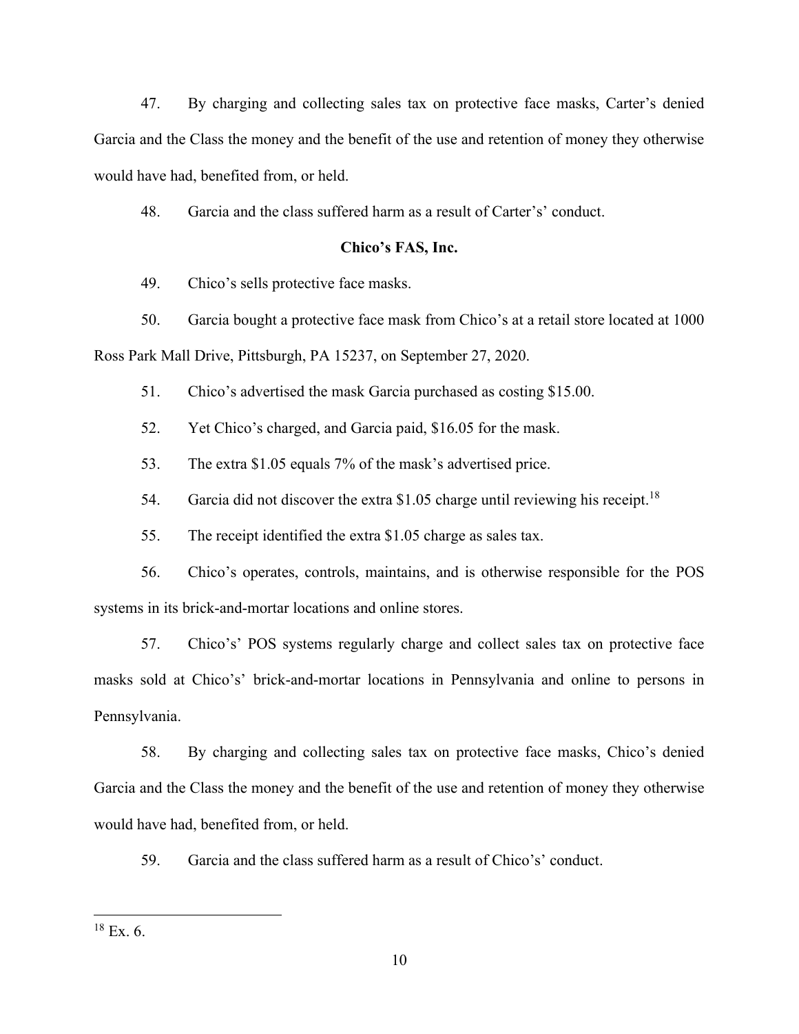47. By charging and collecting sales tax on protective face masks, Carter's denied Garcia and the Class the money and the benefit of the use and retention of money they otherwise would have had, benefited from, or held.

48. Garcia and the class suffered harm as a result of Carter's' conduct.

**Chico's FAS, Inc.**

49. Chico's sells protective face masks.

50. Garcia bought a protective face mask from Chico's at a retail store located at 1000 Ross Park Mall Drive, Pittsburgh, PA 15237, on September 27, 2020.

51. Chico's advertised the mask Garcia purchased as costing $15.00.

52. Yet Chico's charged, and Garcia paid, $16.05 for the mask.

53. The extra $1.05 equals 7% of the mask's advertised price.

54. Garcia did not discover the extra $1.05 charge until reviewing his receipt.[18]

55. The receipt identified the extra $1.05 charge as sales tax.

56. Chico's operates, controls, maintains, and is otherwise responsible for the POS systems in its brick-and-mortar locations and online stores.

57. Chico's' POS systems regularly charge and collect sales tax on protective face masks sold at Chico's' brick-and-mortar locations in Pennsylvania and online to persons in Pennsylvania.

58. By charging and collecting sales tax on protective face masks, Chico's denied Garcia and the Class the money and the benefit of the use and retention of money they otherwise would have had, benefited from, or held.

59. Garcia and the class suffered harm as a result of Chico's' conduct.

---

[18] Ex. 6.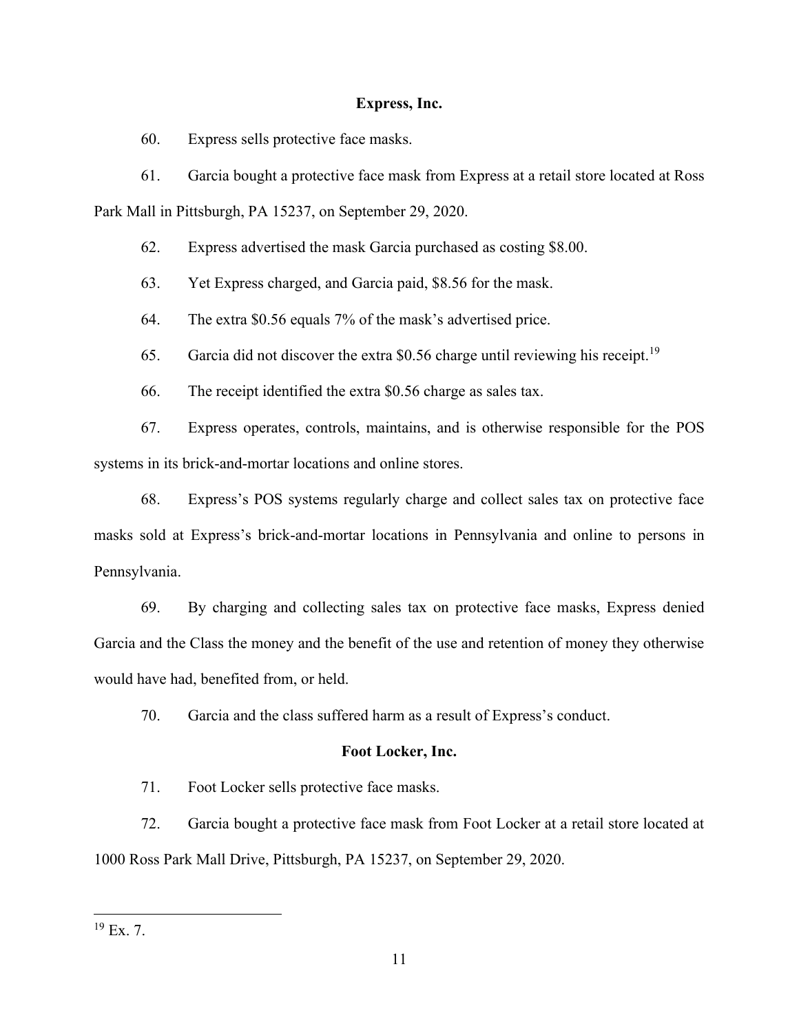**Express, Inc.**

60. Express sells protective face masks.

61. Garcia bought a protective face mask from Express at a retail store located at Ross Park Mall in Pittsburgh, PA 15237, on September 29, 2020.

62. Express advertised the mask Garcia purchased as costing $8.00.

63. Yet Express charged, and Garcia paid, $8.56 for the mask.

64. The extra $0.56 equals 7% of the mask's advertised price.

65. Garcia did not discover the extra $0.56 charge until reviewing his receipt.[19]

66. The receipt identified the extra $0.56 charge as sales tax.

67. Express operates, controls, maintains, and is otherwise responsible for the POS systems in its brick-and-mortar locations and online stores.

68. Express's POS systems regularly charge and collect sales tax on protective face masks sold at Express's brick-and-mortar locations in Pennsylvania and online to persons in Pennsylvania.

69. By charging and collecting sales tax on protective face masks, Express denied Garcia and the Class the money and the benefit of the use and retention of money they otherwise would have had, benefited from, or held.

70. Garcia and the class suffered harm as a result of Express's conduct.

**Foot Locker, Inc.**

71. Foot Locker sells protective face masks.

72. Garcia bought a protective face mask from Foot Locker at a retail store located at 1000 Ross Park Mall Drive, Pittsburgh, PA 15237, on September 29, 2020.

---

[19] Ex. 7.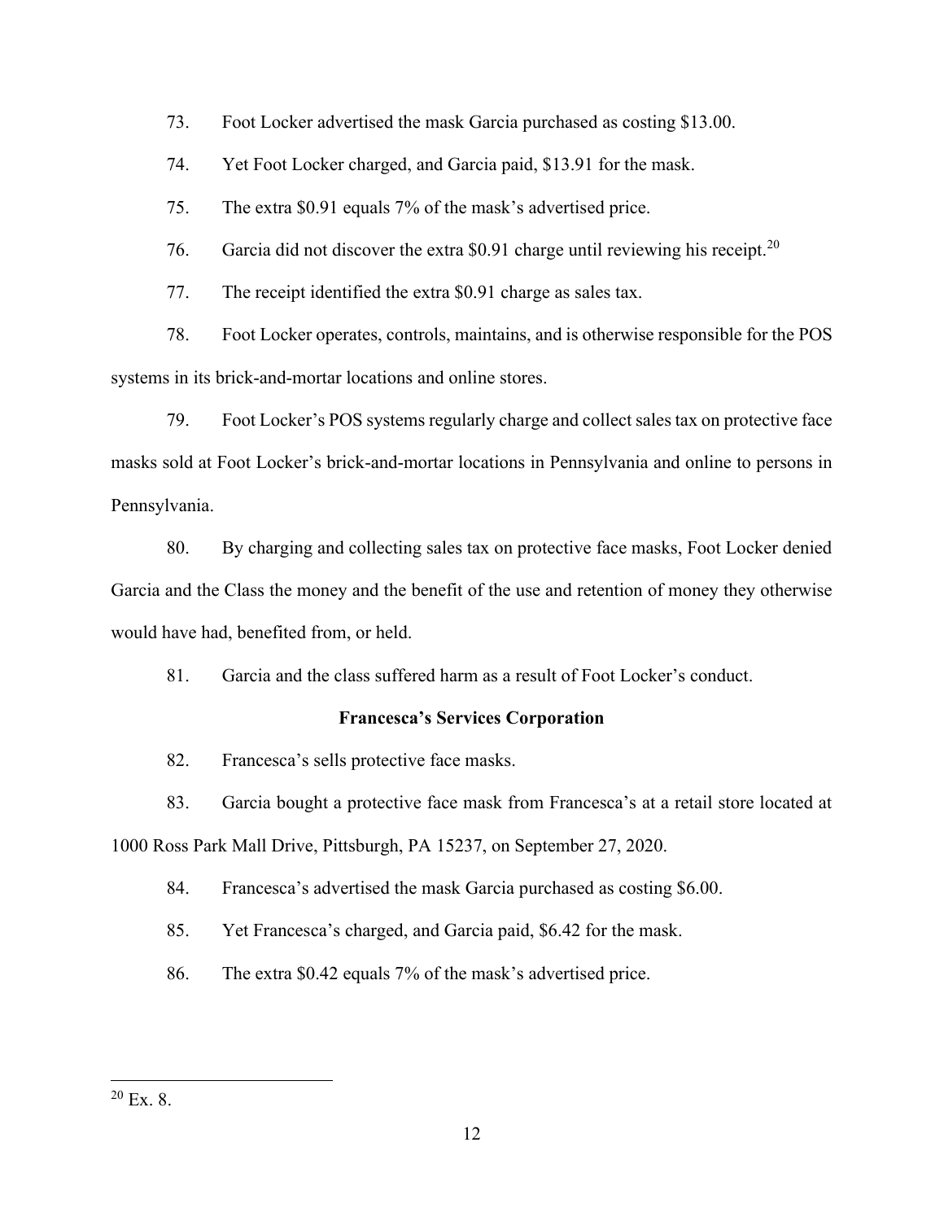73. Foot Locker advertised the mask Garcia purchased as costing $13.00.

74. Yet Foot Locker charged, and Garcia paid, $13.91 for the mask.

75. The extra $0.91 equals 7% of the mask's advertised price.

76. Garcia did not discover the extra $0.91 charge until reviewing his receipt.[20]

77. The receipt identified the extra $0.91 charge as sales tax.

78. Foot Locker operates, controls, maintains, and is otherwise responsible for the POS systems in its brick-and-mortar locations and online stores.

79. Foot Locker's POS systems regularly charge and collect sales tax on protective face masks sold at Foot Locker's brick-and-mortar locations in Pennsylvania and online to persons in Pennsylvania.

80. By charging and collecting sales tax on protective face masks, Foot Locker denied Garcia and the Class the money and the benefit of the use and retention of money they otherwise would have had, benefited from, or held.

81. Garcia and the class suffered harm as a result of Foot Locker's conduct.

**Francesca's Services Corporation**

82. Francesca's sells protective face masks.

83. Garcia bought a protective face mask from Francesca's at a retail store located at 1000 Ross Park Mall Drive, Pittsburgh, PA 15237, on September 27, 2020.

84. Francesca's advertised the mask Garcia purchased as costing $6.00.

85. Yet Francesca's charged, and Garcia paid, $6.42 for the mask.

86. The extra $0.42 equals 7% of the mask's advertised price.

---

[20] Ex. 8.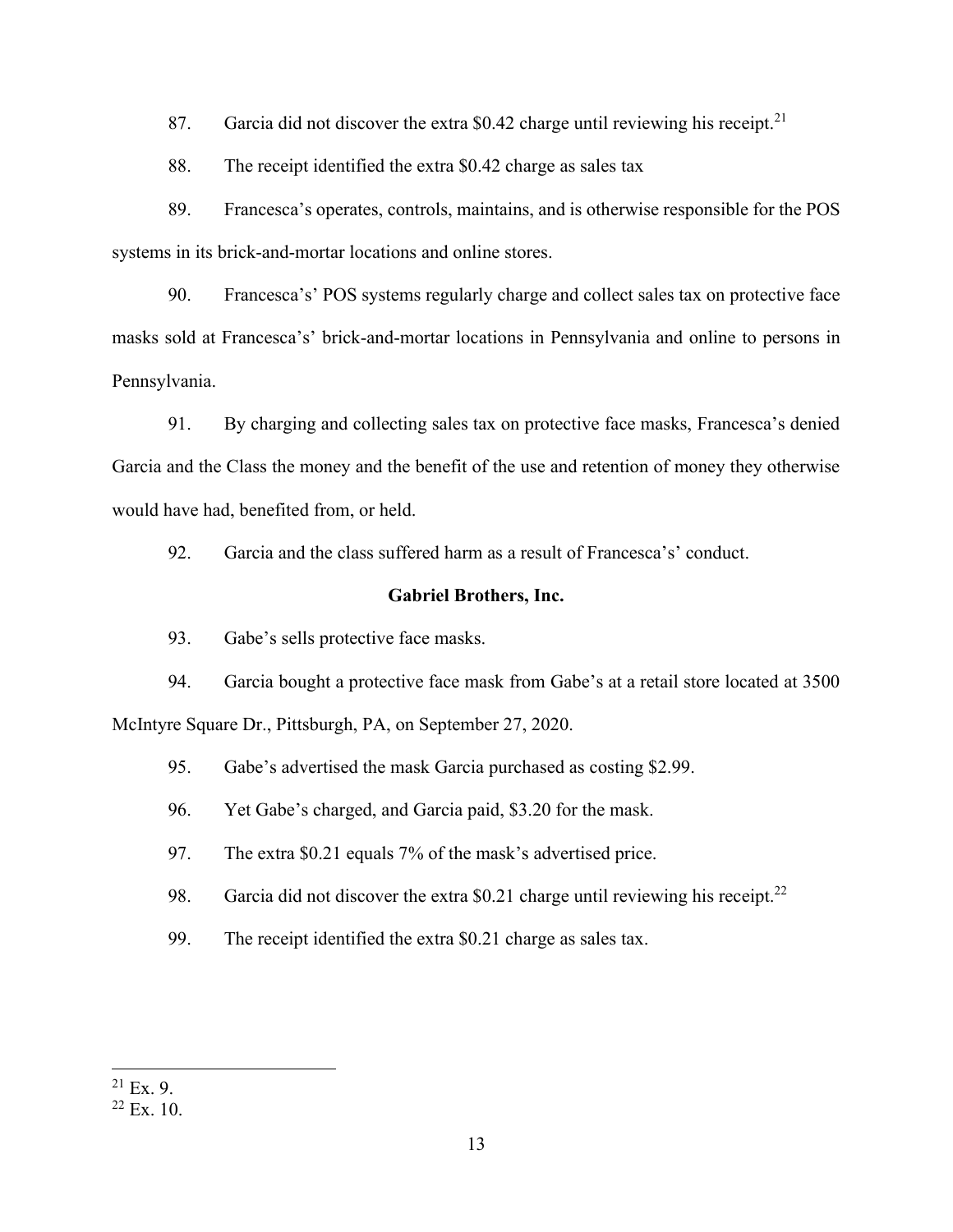87. Garcia did not discover the extra $0.42 charge until reviewing his receipt.[21]

88. The receipt identified the extra $0.42 charge as sales tax

89. Francesca's operates, controls, maintains, and is otherwise responsible for the POS systems in its brick-and-mortar locations and online stores.

90. Francesca's' POS systems regularly charge and collect sales tax on protective face masks sold at Francesca's' brick-and-mortar locations in Pennsylvania and online to persons in Pennsylvania.

91. By charging and collecting sales tax on protective face masks, Francesca's denied Garcia and the Class the money and the benefit of the use and retention of money they otherwise would have had, benefited from, or held.

92. Garcia and the class suffered harm as a result of Francesca's' conduct.

**Gabriel Brothers, Inc.**

93. Gabe's sells protective face masks.

94. Garcia bought a protective face mask from Gabe's at a retail store located at 3500 McIntyre Square Dr., Pittsburgh, PA, on September 27, 2020.

95. Gabe's advertised the mask Garcia purchased as costing $2.99.

96. Yet Gabe's charged, and Garcia paid, $3.20 for the mask.

97. The extra $0.21 equals 7% of the mask's advertised price.

98. Garcia did not discover the extra $0.21 charge until reviewing his receipt.[22]

99. The receipt identified the extra $0.21 charge as sales tax.

---

[21] Ex. 9.

[22] Ex. 10.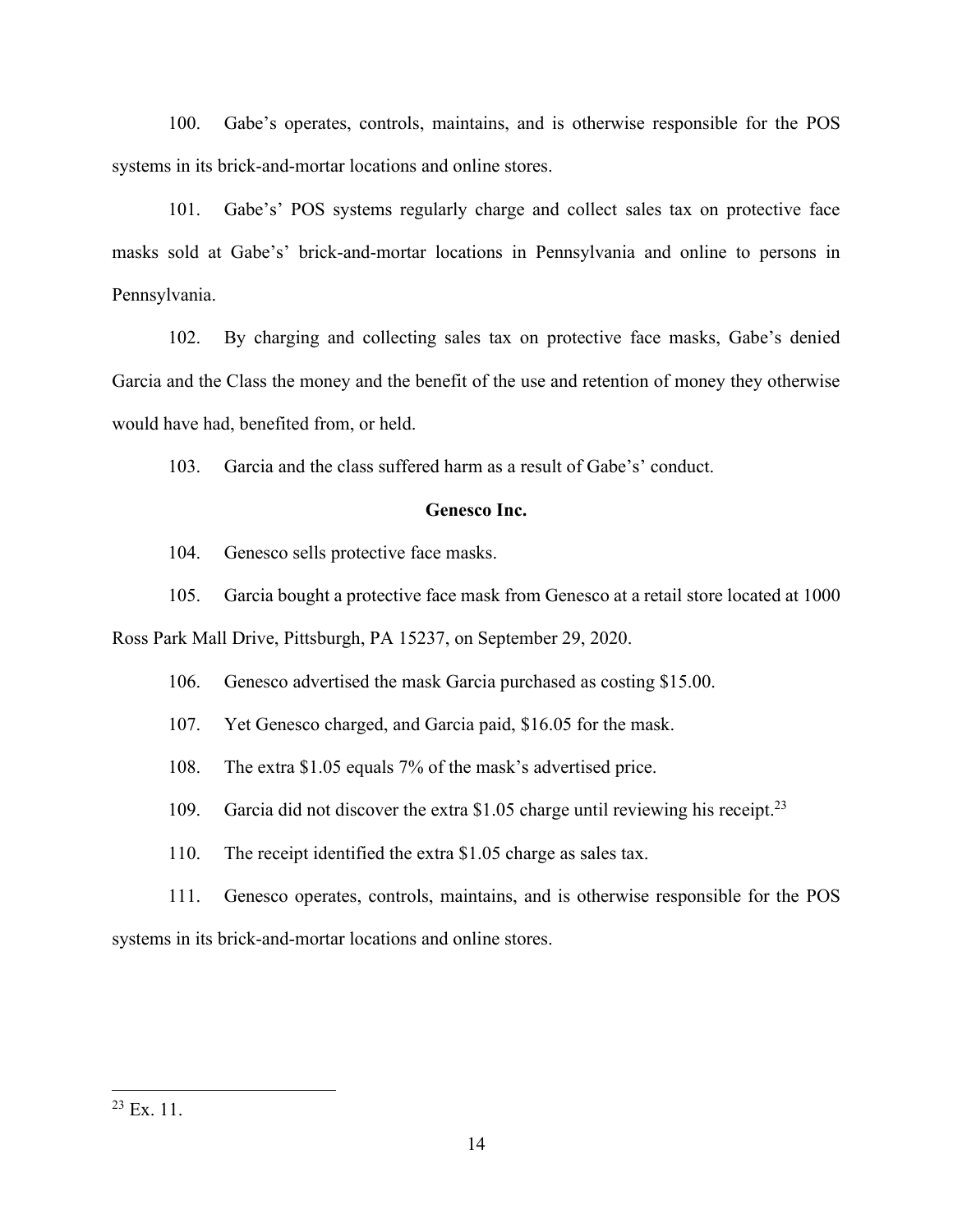100. Gabe's operates, controls, maintains, and is otherwise responsible for the POS systems in its brick-and-mortar locations and online stores.

101. Gabe's' POS systems regularly charge and collect sales tax on protective face masks sold at Gabe's' brick-and-mortar locations in Pennsylvania and online to persons in Pennsylvania.

102. By charging and collecting sales tax on protective face masks, Gabe's denied Garcia and the Class the money and the benefit of the use and retention of money they otherwise would have had, benefited from, or held.

103. Garcia and the class suffered harm as a result of Gabe's' conduct.

**Genesco Inc.**

104. Genesco sells protective face masks.

105. Garcia bought a protective face mask from Genesco at a retail store located at 1000 Ross Park Mall Drive, Pittsburgh, PA 15237, on September 29, 2020.

106. Genesco advertised the mask Garcia purchased as costing $15.00.

107. Yet Genesco charged, and Garcia paid, $16.05 for the mask.

108. The extra $1.05 equals 7% of the mask's advertised price.

109. Garcia did not discover the extra $1.05 charge until reviewing his receipt.[23]

110. The receipt identified the extra $1.05 charge as sales tax.

111. Genesco operates, controls, maintains, and is otherwise responsible for the POS systems in its brick-and-mortar locations and online stores.

---

[23] Ex. 11.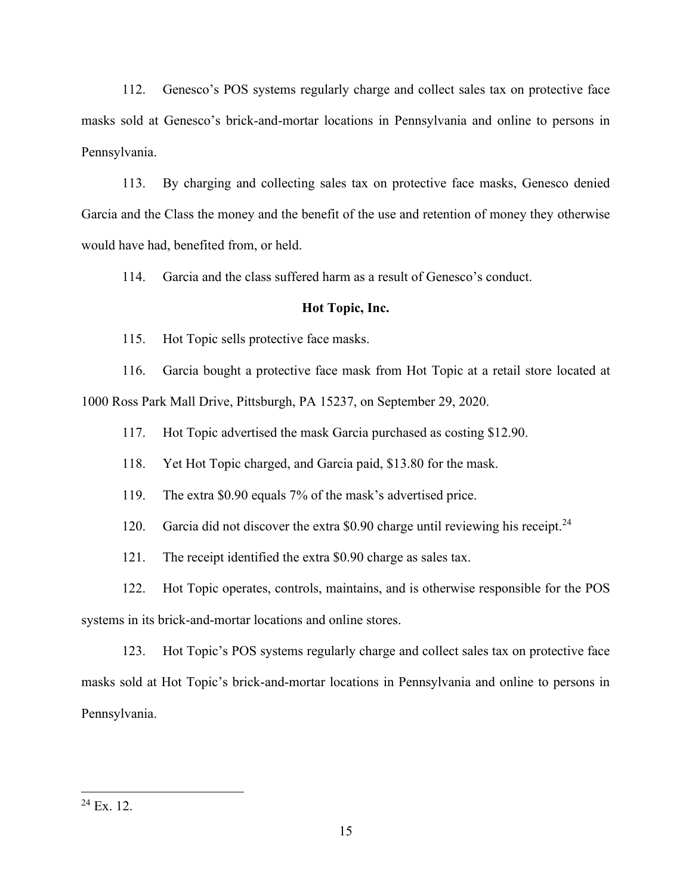112. Genesco's POS systems regularly charge and collect sales tax on protective face masks sold at Genesco's brick-and-mortar locations in Pennsylvania and online to persons in Pennsylvania.

113. By charging and collecting sales tax on protective face masks, Genesco denied Garcia and the Class the money and the benefit of the use and retention of money they otherwise would have had, benefited from, or held.

114. Garcia and the class suffered harm as a result of Genesco's conduct.

**Hot Topic, Inc.**

115. Hot Topic sells protective face masks.

116. Garcia bought a protective face mask from Hot Topic at a retail store located at 1000 Ross Park Mall Drive, Pittsburgh, PA 15237, on September 29, 2020.

117. Hot Topic advertised the mask Garcia purchased as costing $12.90.

118. Yet Hot Topic charged, and Garcia paid, $13.80 for the mask.

119. The extra $0.90 equals 7% of the mask's advertised price.

120. Garcia did not discover the extra $0.90 charge until reviewing his receipt.[24]

121. The receipt identified the extra $0.90 charge as sales tax.

122. Hot Topic operates, controls, maintains, and is otherwise responsible for the POS systems in its brick-and-mortar locations and online stores.

123. Hot Topic's POS systems regularly charge and collect sales tax on protective face masks sold at Hot Topic's brick-and-mortar locations in Pennsylvania and online to persons in Pennsylvania.

---

[24] Ex. 12.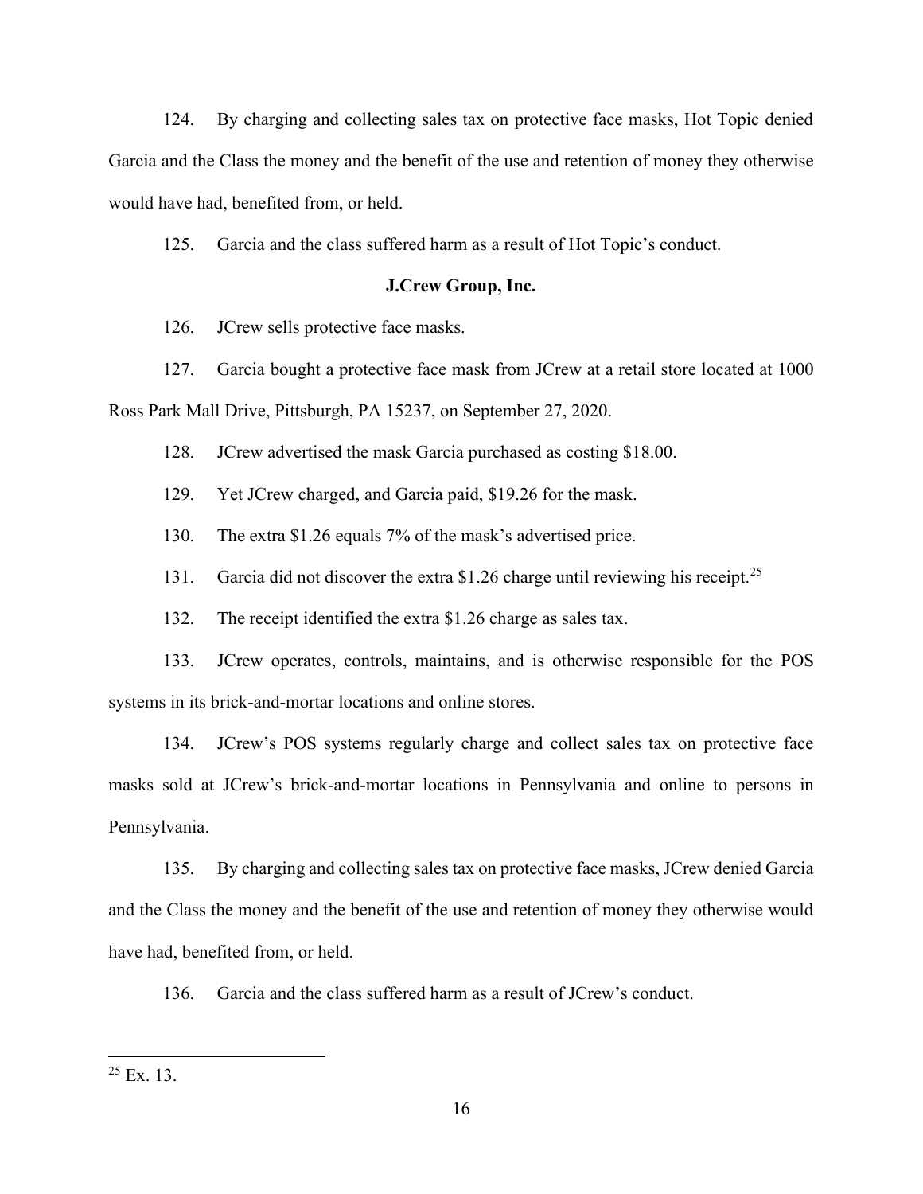124. By charging and collecting sales tax on protective face masks, Hot Topic denied Garcia and the Class the money and the benefit of the use and retention of money they otherwise would have had, benefited from, or held.

125. Garcia and the class suffered harm as a result of Hot Topic's conduct.

**J.Crew Group, Inc.**

126. JCrew sells protective face masks.

127. Garcia bought a protective face mask from JCrew at a retail store located at 1000 Ross Park Mall Drive, Pittsburgh, PA 15237, on September 27, 2020.

128. JCrew advertised the mask Garcia purchased as costing $18.00.

129. Yet JCrew charged, and Garcia paid, $19.26 for the mask.

130. The extra $1.26 equals 7% of the mask's advertised price.

131. Garcia did not discover the extra $1.26 charge until reviewing his receipt.[25]

132. The receipt identified the extra $1.26 charge as sales tax.

133. JCrew operates, controls, maintains, and is otherwise responsible for the POS systems in its brick-and-mortar locations and online stores.

134. JCrew's POS systems regularly charge and collect sales tax on protective face masks sold at JCrew's brick-and-mortar locations in Pennsylvania and online to persons in Pennsylvania.

135. By charging and collecting sales tax on protective face masks, JCrew denied Garcia and the Class the money and the benefit of the use and retention of money they otherwise would have had, benefited from, or held.

136. Garcia and the class suffered harm as a result of JCrew's conduct.

---

[25] Ex. 13.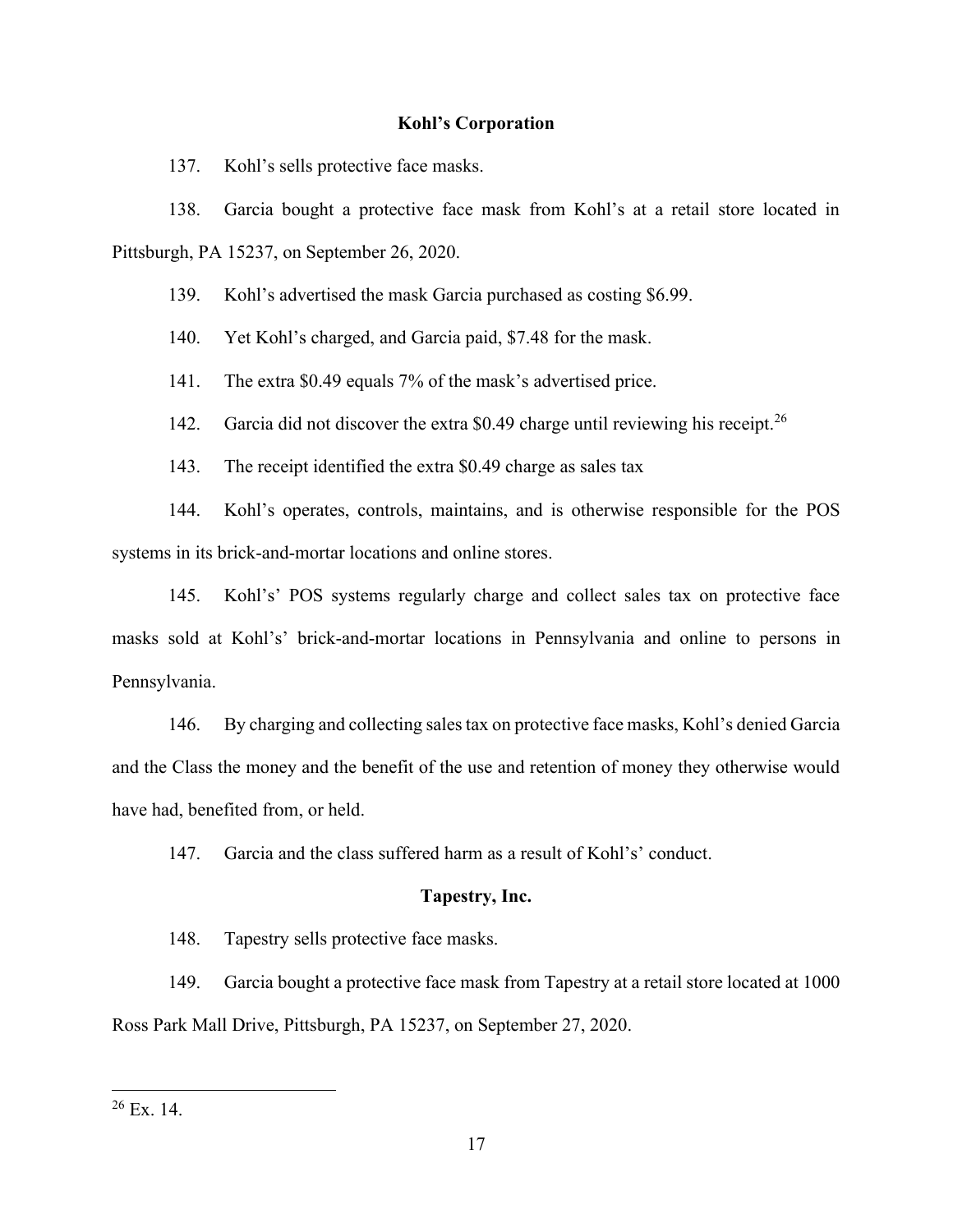### Kohl's Corporation

137. Kohl's sells protective face masks.

138. Garcia bought a protective face mask from Kohl's at a retail store located in Pittsburgh, PA 15237, on September 26, 2020.

139. Kohl's advertised the mask Garcia purchased as costing $6.99.

140. Yet Kohl's charged, and Garcia paid, $7.48 for the mask.

141. The extra $0.49 equals 7% of the mask's advertised price.

142. Garcia did not discover the extra $0.49 charge until reviewing his receipt.[26]

143. The receipt identified the extra $0.49 charge as sales tax

144. Kohl's operates, controls, maintains, and is otherwise responsible for the POS systems in its brick-and-mortar locations and online stores.

145. Kohl's' POS systems regularly charge and collect sales tax on protective face masks sold at Kohl's' brick-and-mortar locations in Pennsylvania and online to persons in Pennsylvania.

146. By charging and collecting sales tax on protective face masks, Kohl's denied Garcia and the Class the money and the benefit of the use and retention of money they otherwise would have had, benefited from, or held.

147. Garcia and the class suffered harm as a result of Kohl's' conduct.

### Tapestry, Inc.

148. Tapestry sells protective face masks.

149. Garcia bought a protective face mask from Tapestry at a retail store located at 1000 Ross Park Mall Drive, Pittsburgh, PA 15237, on September 27, 2020.

---

[26] Ex. 14.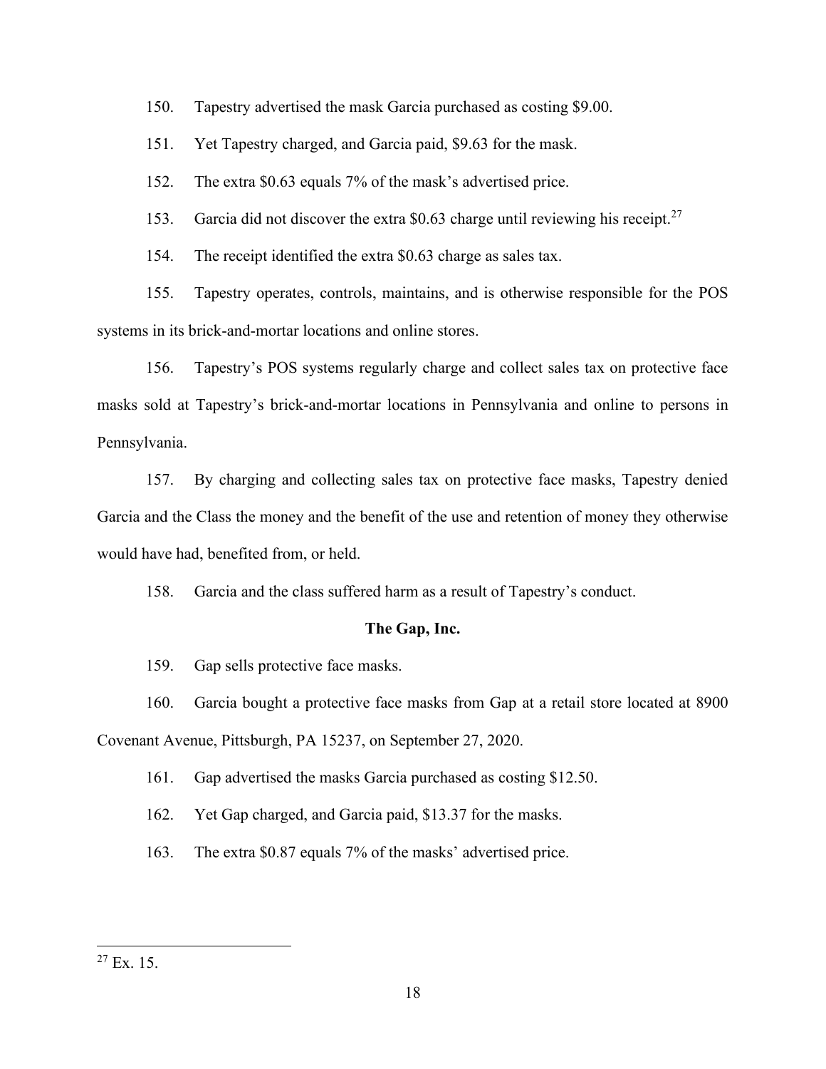150. Tapestry advertised the mask Garcia purchased as costing $9.00.

151. Yet Tapestry charged, and Garcia paid, $9.63 for the mask.

152. The extra $0.63 equals 7% of the mask's advertised price.

153. Garcia did not discover the extra $0.63 charge until reviewing his receipt.[27]

154. The receipt identified the extra $0.63 charge as sales tax.

155. Tapestry operates, controls, maintains, and is otherwise responsible for the POS systems in its brick-and-mortar locations and online stores.

156. Tapestry's POS systems regularly charge and collect sales tax on protective face masks sold at Tapestry's brick-and-mortar locations in Pennsylvania and online to persons in Pennsylvania.

157. By charging and collecting sales tax on protective face masks, Tapestry denied Garcia and the Class the money and the benefit of the use and retention of money they otherwise would have had, benefited from, or held.

158. Garcia and the class suffered harm as a result of Tapestry's conduct.

**The Gap, Inc.**

159. Gap sells protective face masks.

160. Garcia bought a protective face masks from Gap at a retail store located at 8900 Covenant Avenue, Pittsburgh, PA 15237, on September 27, 2020.

161. Gap advertised the masks Garcia purchased as costing $12.50.

162. Yet Gap charged, and Garcia paid, $13.37 for the masks.

163. The extra $0.87 equals 7% of the masks' advertised price.

---

[27] Ex. 15.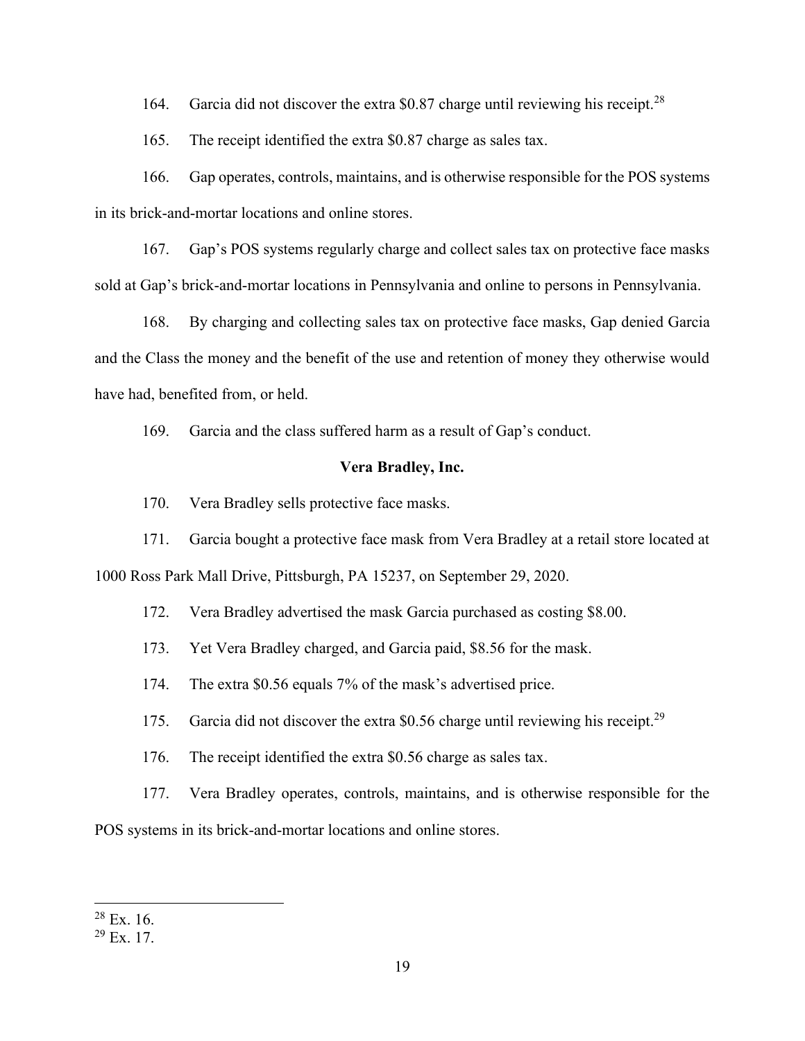164. Garcia did not discover the extra $0.87 charge until reviewing his receipt.[28]

165. The receipt identified the extra $0.87 charge as sales tax.

166. Gap operates, controls, maintains, and is otherwise responsible for the POS systems in its brick-and-mortar locations and online stores.

167. Gap's POS systems regularly charge and collect sales tax on protective face masks sold at Gap's brick-and-mortar locations in Pennsylvania and online to persons in Pennsylvania.

168. By charging and collecting sales tax on protective face masks, Gap denied Garcia and the Class the money and the benefit of the use and retention of money they otherwise would have had, benefited from, or held.

169. Garcia and the class suffered harm as a result of Gap's conduct.

**Vera Bradley, Inc.**

170. Vera Bradley sells protective face masks.

171. Garcia bought a protective face mask from Vera Bradley at a retail store located at 1000 Ross Park Mall Drive, Pittsburgh, PA 15237, on September 29, 2020.

172. Vera Bradley advertised the mask Garcia purchased as costing $8.00.

173. Yet Vera Bradley charged, and Garcia paid, $8.56 for the mask.

174. The extra $0.56 equals 7% of the mask's advertised price.

175. Garcia did not discover the extra $0.56 charge until reviewing his receipt.[29]

176. The receipt identified the extra $0.56 charge as sales tax.

177. Vera Bradley operates, controls, maintains, and is otherwise responsible for the POS systems in its brick-and-mortar locations and online stores.

---

[28] Ex. 16.

[29] Ex. 17.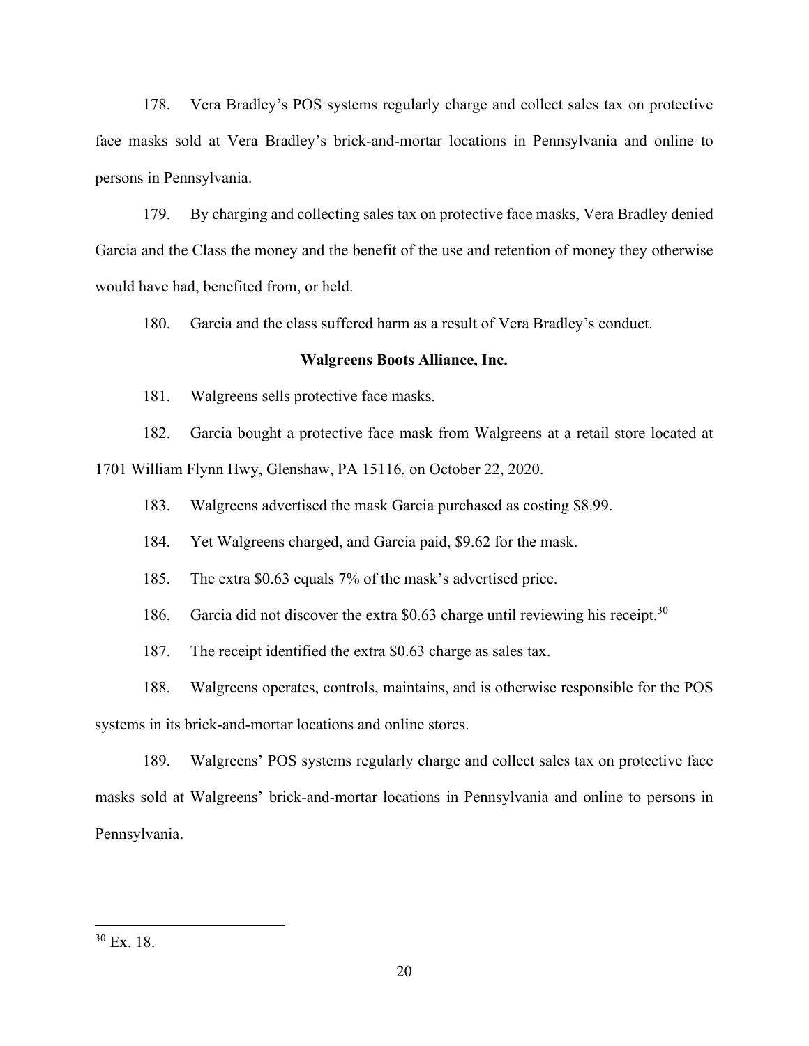178. Vera Bradley's POS systems regularly charge and collect sales tax on protective face masks sold at Vera Bradley's brick-and-mortar locations in Pennsylvania and online to persons in Pennsylvania.

179. By charging and collecting sales tax on protective face masks, Vera Bradley denied Garcia and the Class the money and the benefit of the use and retention of money they otherwise would have had, benefited from, or held.

180. Garcia and the class suffered harm as a result of Vera Bradley's conduct.

**Walgreens Boots Alliance, Inc.**

181. Walgreens sells protective face masks.

182. Garcia bought a protective face mask from Walgreens at a retail store located at 1701 William Flynn Hwy, Glenshaw, PA 15116, on October 22, 2020.

183. Walgreens advertised the mask Garcia purchased as costing $8.99.

184. Yet Walgreens charged, and Garcia paid, $9.62 for the mask.

185. The extra $0.63 equals 7% of the mask's advertised price.

186. Garcia did not discover the extra $0.63 charge until reviewing his receipt.[30]

187. The receipt identified the extra $0.63 charge as sales tax.

188. Walgreens operates, controls, maintains, and is otherwise responsible for the POS systems in its brick-and-mortar locations and online stores.

189. Walgreens' POS systems regularly charge and collect sales tax on protective face masks sold at Walgreens' brick-and-mortar locations in Pennsylvania and online to persons in Pennsylvania.

---

[30] Ex. 18.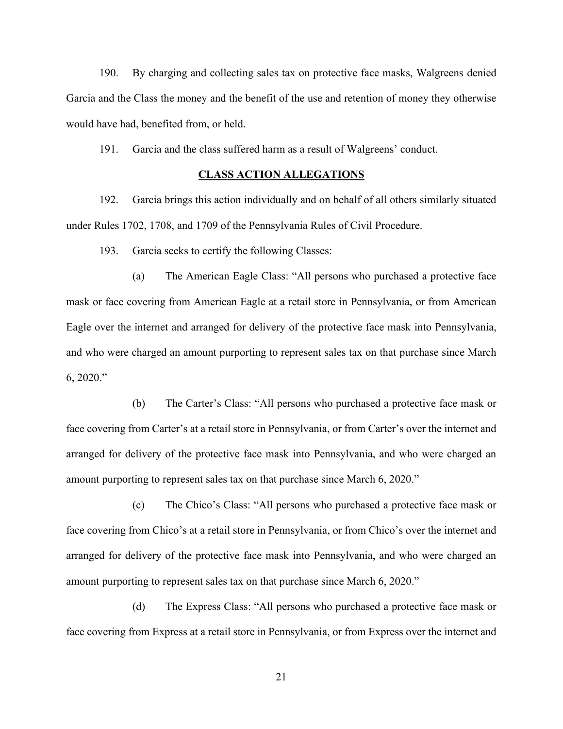190. By charging and collecting sales tax on protective face masks, Walgreens denied Garcia and the Class the money and the benefit of the use and retention of money they otherwise would have had, benefited from, or held.

191. Garcia and the class suffered harm as a result of Walgreens' conduct.

## CLASS ACTION ALLEGATIONS

192. Garcia brings this action individually and on behalf of all others similarly situated under Rules 1702, 1708, and 1709 of the Pennsylvania Rules of Civil Procedure.

193. Garcia seeks to certify the following Classes:

(a) The American Eagle Class: "All persons who purchased a protective face mask or face covering from American Eagle at a retail store in Pennsylvania, or from American Eagle over the internet and arranged for delivery of the protective face mask into Pennsylvania, and who were charged an amount purporting to represent sales tax on that purchase since March 6, 2020."

(b) The Carter's Class: "All persons who purchased a protective face mask or face covering from Carter's at a retail store in Pennsylvania, or from Carter's over the internet and arranged for delivery of the protective face mask into Pennsylvania, and who were charged an amount purporting to represent sales tax on that purchase since March 6, 2020."

(c) The Chico's Class: "All persons who purchased a protective face mask or face covering from Chico's at a retail store in Pennsylvania, or from Chico's over the internet and arranged for delivery of the protective face mask into Pennsylvania, and who were charged an amount purporting to represent sales tax on that purchase since March 6, 2020."

(d) The Express Class: "All persons who purchased a protective face mask or face covering from Express at a retail store in Pennsylvania, or from Express over the internet and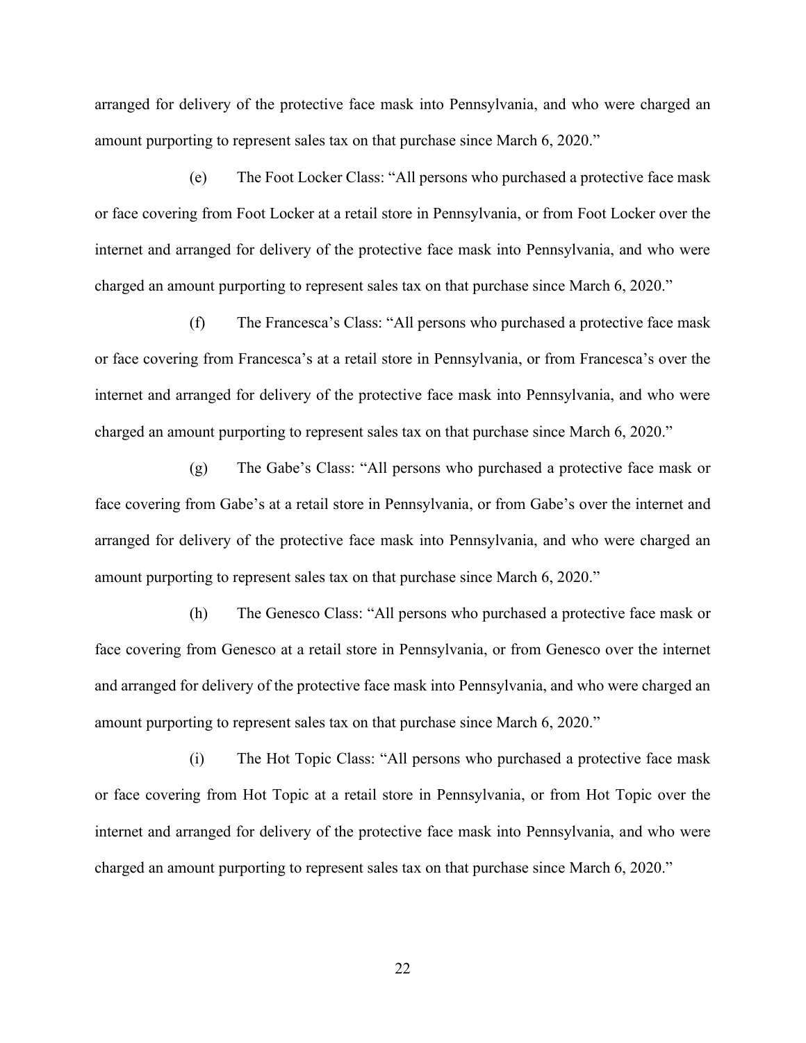arranged for delivery of the protective face mask into Pennsylvania, and who were charged an amount purporting to represent sales tax on that purchase since March 6, 2020."

(e) The Foot Locker Class: "All persons who purchased a protective face mask or face covering from Foot Locker at a retail store in Pennsylvania, or from Foot Locker over the internet and arranged for delivery of the protective face mask into Pennsylvania, and who were charged an amount purporting to represent sales tax on that purchase since March 6, 2020."

(f) The Francesca's Class: "All persons who purchased a protective face mask or face covering from Francesca's at a retail store in Pennsylvania, or from Francesca's over the internet and arranged for delivery of the protective face mask into Pennsylvania, and who were charged an amount purporting to represent sales tax on that purchase since March 6, 2020."

(g) The Gabe's Class: "All persons who purchased a protective face mask or face covering from Gabe's at a retail store in Pennsylvania, or from Gabe's over the internet and arranged for delivery of the protective face mask into Pennsylvania, and who were charged an amount purporting to represent sales tax on that purchase since March 6, 2020."

(h) The Genesco Class: "All persons who purchased a protective face mask or face covering from Genesco at a retail store in Pennsylvania, or from Genesco over the internet and arranged for delivery of the protective face mask into Pennsylvania, and who were charged an amount purporting to represent sales tax on that purchase since March 6, 2020."

(i) The Hot Topic Class: "All persons who purchased a protective face mask or face covering from Hot Topic at a retail store in Pennsylvania, or from Hot Topic over the internet and arranged for delivery of the protective face mask into Pennsylvania, and who were charged an amount purporting to represent sales tax on that purchase since March 6, 2020."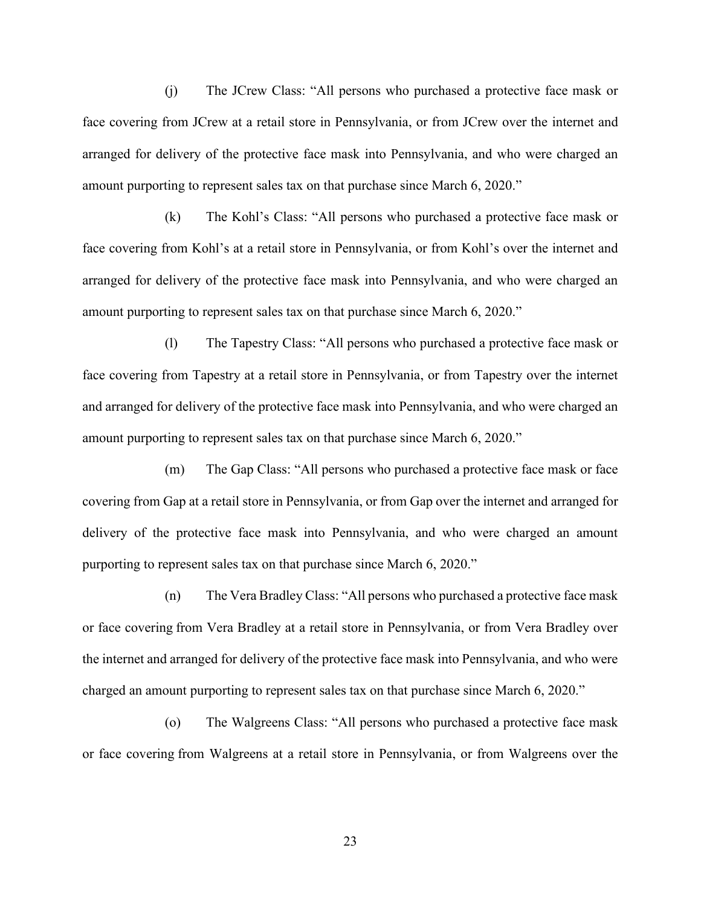(j) The JCrew Class: "All persons who purchased a protective face mask or face covering from JCrew at a retail store in Pennsylvania, or from JCrew over the internet and arranged for delivery of the protective face mask into Pennsylvania, and who were charged an amount purporting to represent sales tax on that purchase since March 6, 2020."

(k) The Kohl's Class: "All persons who purchased a protective face mask or face covering from Kohl's at a retail store in Pennsylvania, or from Kohl's over the internet and arranged for delivery of the protective face mask into Pennsylvania, and who were charged an amount purporting to represent sales tax on that purchase since March 6, 2020."

(l) The Tapestry Class: "All persons who purchased a protective face mask or face covering from Tapestry at a retail store in Pennsylvania, or from Tapestry over the internet and arranged for delivery of the protective face mask into Pennsylvania, and who were charged an amount purporting to represent sales tax on that purchase since March 6, 2020."

(m) The Gap Class: "All persons who purchased a protective face mask or face covering from Gap at a retail store in Pennsylvania, or from Gap over the internet and arranged for delivery of the protective face mask into Pennsylvania, and who were charged an amount purporting to represent sales tax on that purchase since March 6, 2020."

(n) The Vera Bradley Class: "All persons who purchased a protective face mask or face covering from Vera Bradley at a retail store in Pennsylvania, or from Vera Bradley over the internet and arranged for delivery of the protective face mask into Pennsylvania, and who were charged an amount purporting to represent sales tax on that purchase since March 6, 2020."

(o) The Walgreens Class: "All persons who purchased a protective face mask or face covering from Walgreens at a retail store in Pennsylvania, or from Walgreens over the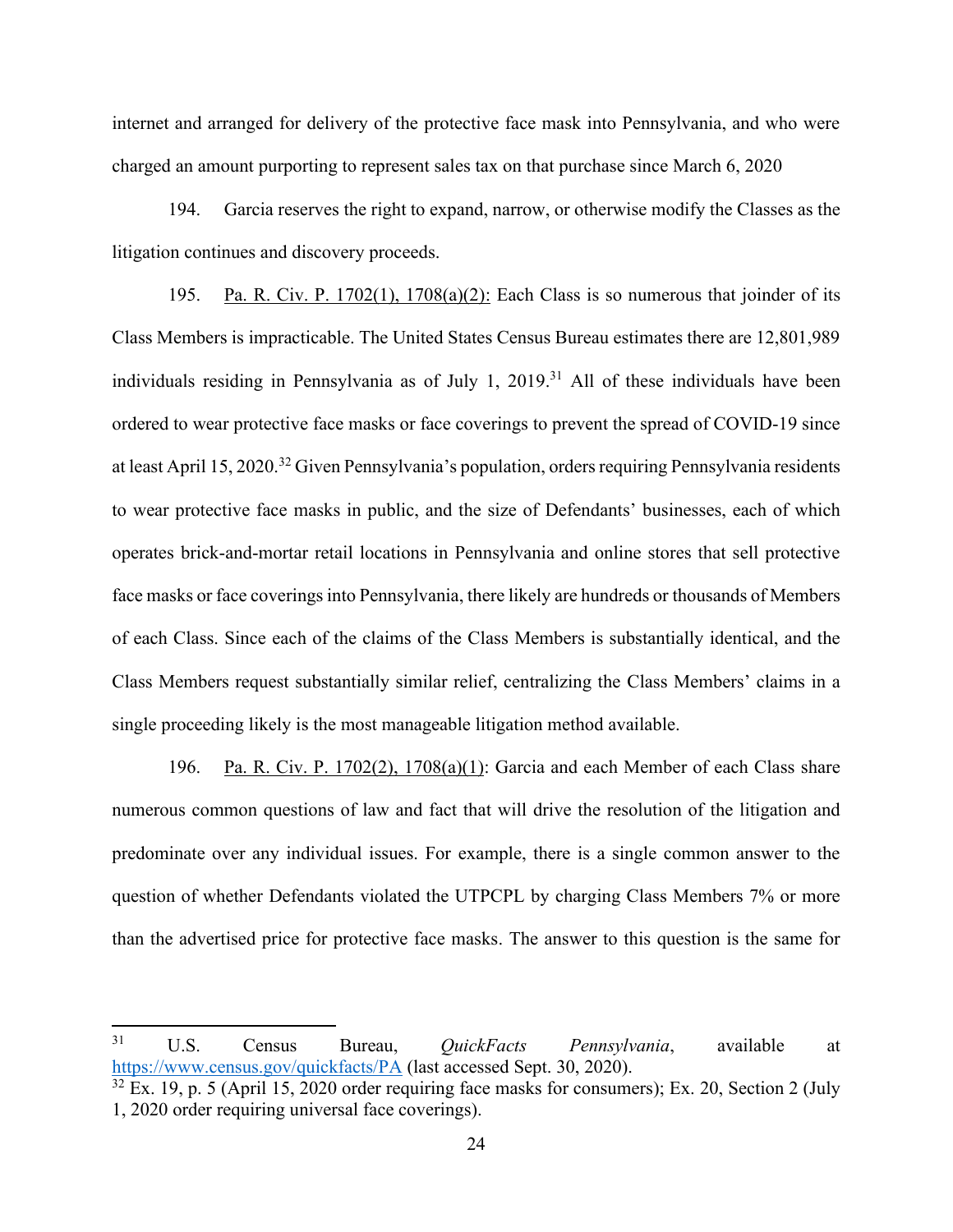internet and arranged for delivery of the protective face mask into Pennsylvania, and who were charged an amount purporting to represent sales tax on that purchase since March 6, 2020

194. Garcia reserves the right to expand, narrow, or otherwise modify the Classes as the litigation continues and discovery proceeds.

195. Pa. R. Civ. P. 1702(1), 1708(a)(2): Each Class is so numerous that joinder of its Class Members is impracticable. The United States Census Bureau estimates there are 12,801,989 individuals residing in Pennsylvania as of July 1, 2019.[31] All of these individuals have been ordered to wear protective face masks or face coverings to prevent the spread of COVID-19 since at least April 15, 2020.[32] Given Pennsylvania's population, orders requiring Pennsylvania residents to wear protective face masks in public, and the size of Defendants' businesses, each of which operates brick-and-mortar retail locations in Pennsylvania and online stores that sell protective face masks or face coverings into Pennsylvania, there likely are hundreds or thousands of Members of each Class. Since each of the claims of the Class Members is substantially identical, and the Class Members request substantially similar relief, centralizing the Class Members' claims in a single proceeding likely is the most manageable litigation method available.

196. Pa. R. Civ. P. 1702(2), 1708(a)(1): Garcia and each Member of each Class share numerous common questions of law and fact that will drive the resolution of the litigation and predominate over any individual issues. For example, there is a single common answer to the question of whether Defendants violated the UTPCPL by charging Class Members 7% or more than the advertised price for protective face masks. The answer to this question is the same for

---

[31] U.S. Census Bureau, *QuickFacts Pennsylvania*, available at https://www.census.gov/quickfacts/PA (last accessed Sept. 30, 2020).

[32] Ex. 19, p. 5 (April 15, 2020 order requiring face masks for consumers); Ex. 20, Section 2 (July 1, 2020 order requiring universal face coverings).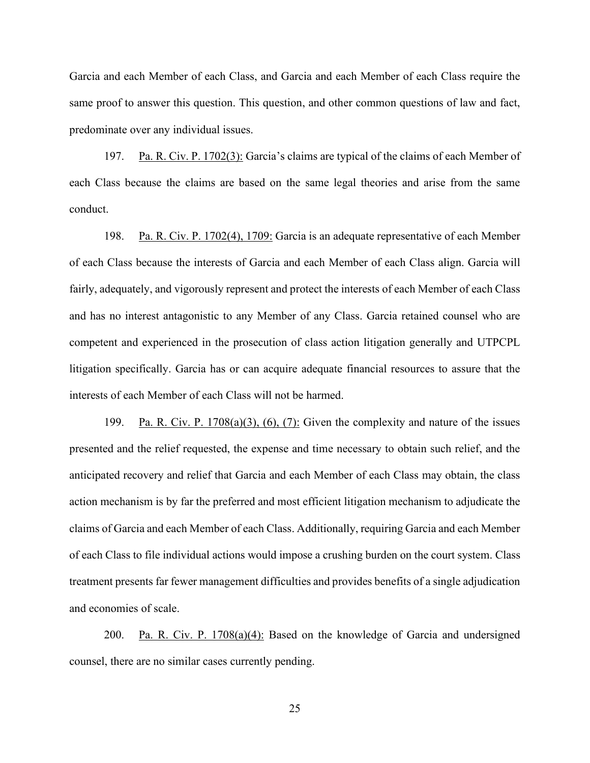Garcia and each Member of each Class, and Garcia and each Member of each Class require the same proof to answer this question. This question, and other common questions of law and fact, predominate over any individual issues.

197. Pa. R. Civ. P. 1702(3): Garcia's claims are typical of the claims of each Member of each Class because the claims are based on the same legal theories and arise from the same conduct.

198. Pa. R. Civ. P. 1702(4), 1709: Garcia is an adequate representative of each Member of each Class because the interests of Garcia and each Member of each Class align. Garcia will fairly, adequately, and vigorously represent and protect the interests of each Member of each Class and has no interest antagonistic to any Member of any Class. Garcia retained counsel who are competent and experienced in the prosecution of class action litigation generally and UTPCPL litigation specifically. Garcia has or can acquire adequate financial resources to assure that the interests of each Member of each Class will not be harmed.

199. Pa. R. Civ. P. 1708(a)(3), (6), (7): Given the complexity and nature of the issues presented and the relief requested, the expense and time necessary to obtain such relief, and the anticipated recovery and relief that Garcia and each Member of each Class may obtain, the class action mechanism is by far the preferred and most efficient litigation mechanism to adjudicate the claims of Garcia and each Member of each Class. Additionally, requiring Garcia and each Member of each Class to file individual actions would impose a crushing burden on the court system. Class treatment presents far fewer management difficulties and provides benefits of a single adjudication and economies of scale.

200. Pa. R. Civ. P. 1708(a)(4): Based on the knowledge of Garcia and undersigned counsel, there are no similar cases currently pending.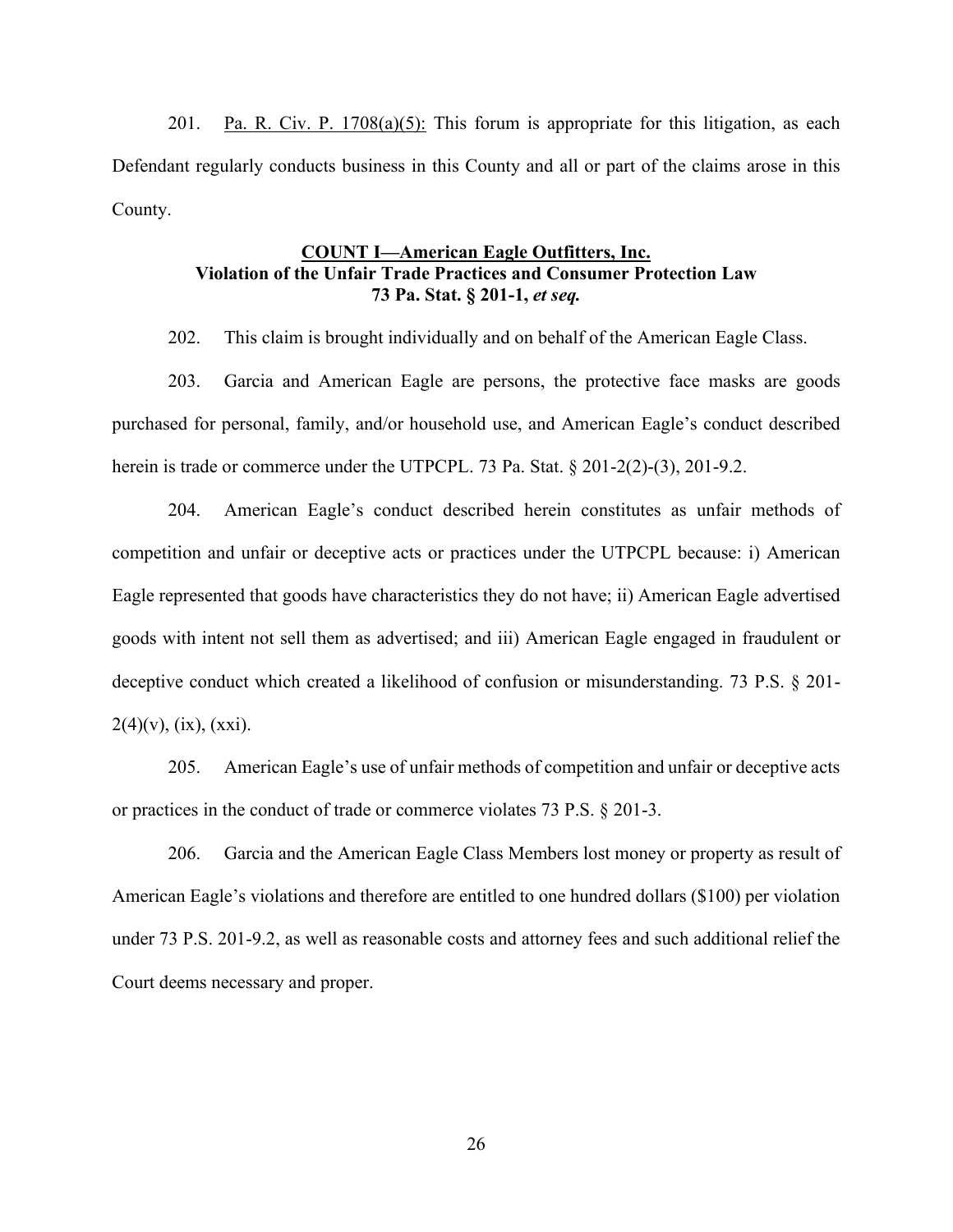201. Pa. R. Civ. P. 1708(a)(5): This forum is appropriate for this litigation, as each Defendant regularly conducts business in this County and all or part of the claims arose in this County.

**COUNT I—American Eagle Outfitters, Inc.**
**Violation of the Unfair Trade Practices and Consumer Protection Law**
**73 Pa. Stat. § 201-1, *et seq.***

202. This claim is brought individually and on behalf of the American Eagle Class.

203. Garcia and American Eagle are persons, the protective face masks are goods purchased for personal, family, and/or household use, and American Eagle's conduct described herein is trade or commerce under the UTPCPL. 73 Pa. Stat. § 201-2(2)-(3), 201-9.2.

204. American Eagle's conduct described herein constitutes as unfair methods of competition and unfair or deceptive acts or practices under the UTPCPL because: i) American Eagle represented that goods have characteristics they do not have; ii) American Eagle advertised goods with intent not sell them as advertised; and iii) American Eagle engaged in fraudulent or deceptive conduct which created a likelihood of confusion or misunderstanding. 73 P.S. § 201-2(4)(v), (ix), (xxi).

205. American Eagle's use of unfair methods of competition and unfair or deceptive acts or practices in the conduct of trade or commerce violates 73 P.S. § 201-3.

206. Garcia and the American Eagle Class Members lost money or property as result of American Eagle's violations and therefore are entitled to one hundred dollars ($100) per violation under 73 P.S. 201-9.2, as well as reasonable costs and attorney fees and such additional relief the Court deems necessary and proper.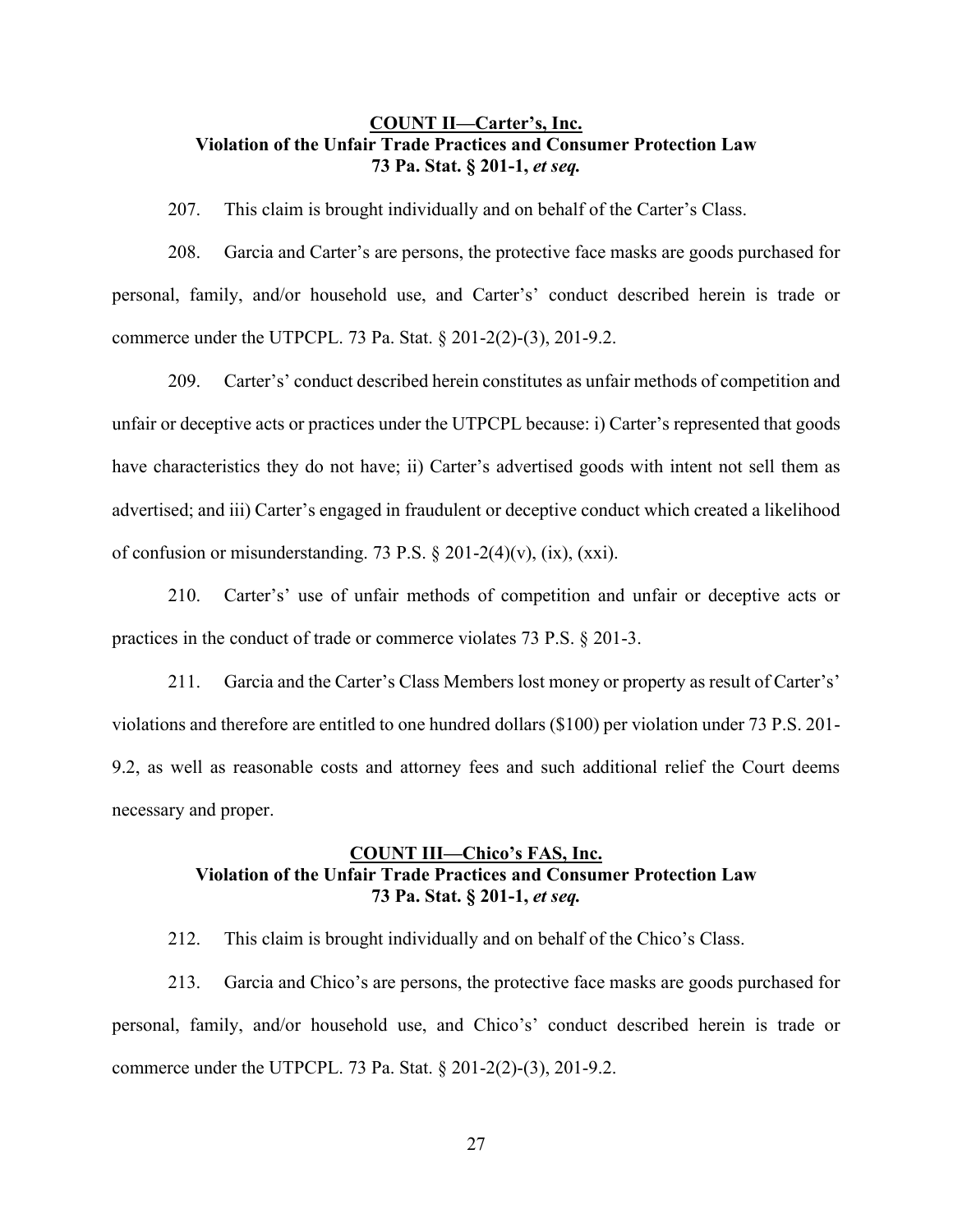**<u>COUNT II—Carter's, Inc.</u>**
**Violation of the Unfair Trade Practices and Consumer Protection Law**
**73 Pa. Stat. § 201-1, *et seq.***

207. This claim is brought individually and on behalf of the Carter's Class.

208. Garcia and Carter's are persons, the protective face masks are goods purchased for personal, family, and/or household use, and Carter's' conduct described herein is trade or commerce under the UTPCPL. 73 Pa. Stat. § 201-2(2)-(3), 201-9.2.

209. Carter's' conduct described herein constitutes as unfair methods of competition and unfair or deceptive acts or practices under the UTPCPL because: i) Carter's represented that goods have characteristics they do not have; ii) Carter's advertised goods with intent not sell them as advertised; and iii) Carter's engaged in fraudulent or deceptive conduct which created a likelihood of confusion or misunderstanding. 73 P.S. § 201-2(4)(v), (ix), (xxi).

210. Carter's' use of unfair methods of competition and unfair or deceptive acts or practices in the conduct of trade or commerce violates 73 P.S. § 201-3.

211. Garcia and the Carter's Class Members lost money or property as result of Carter's' violations and therefore are entitled to one hundred dollars ($100) per violation under 73 P.S. 201-9.2, as well as reasonable costs and attorney fees and such additional relief the Court deems necessary and proper.

**<u>COUNT III—Chico's FAS, Inc.</u>**
**Violation of the Unfair Trade Practices and Consumer Protection Law**
**73 Pa. Stat. § 201-1, *et seq.***

212. This claim is brought individually and on behalf of the Chico's Class.

213. Garcia and Chico's are persons, the protective face masks are goods purchased for personal, family, and/or household use, and Chico's' conduct described herein is trade or commerce under the UTPCPL. 73 Pa. Stat. § 201-2(2)-(3), 201-9.2.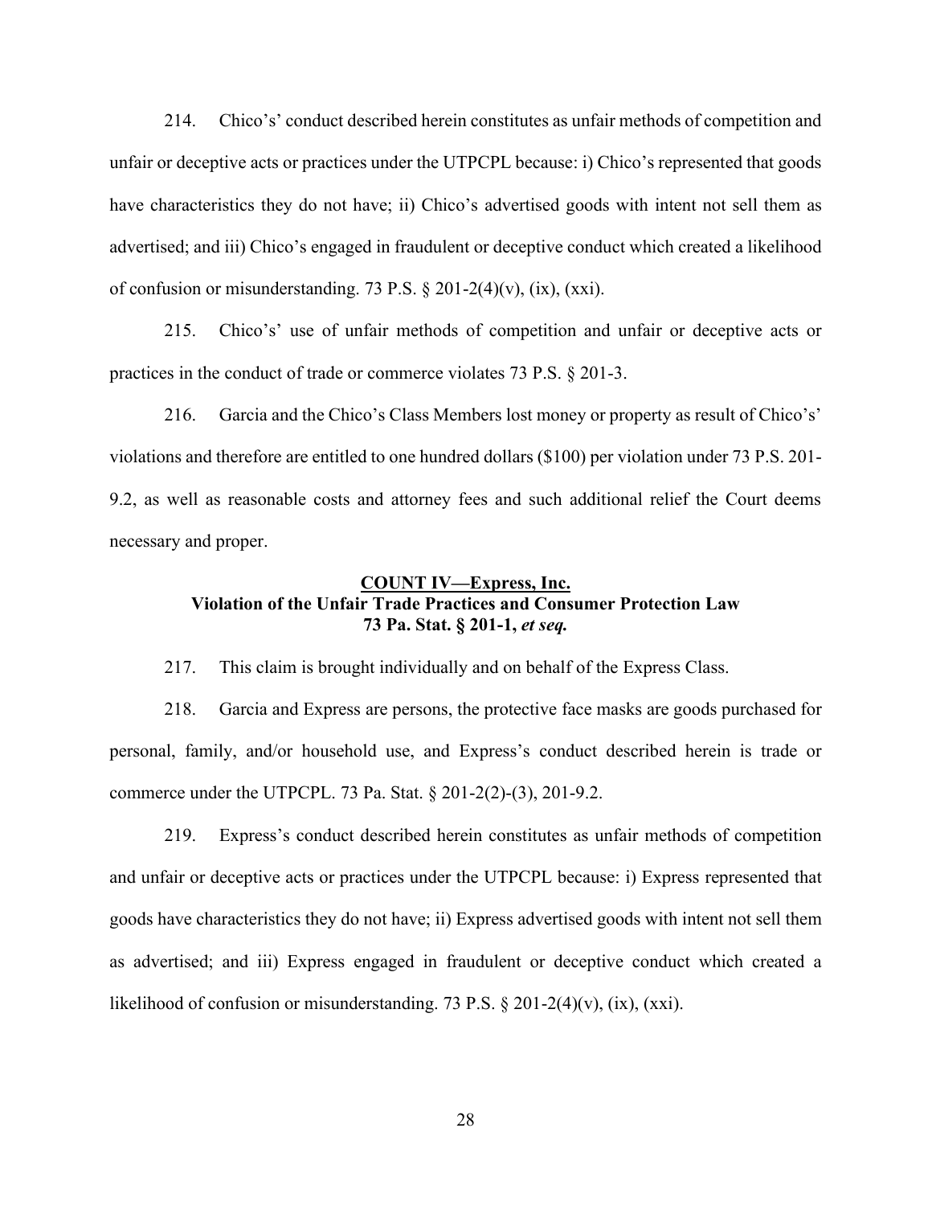214. Chico's' conduct described herein constitutes as unfair methods of competition and unfair or deceptive acts or practices under the UTPCPL because: i) Chico's represented that goods have characteristics they do not have; ii) Chico's advertised goods with intent not sell them as advertised; and iii) Chico's engaged in fraudulent or deceptive conduct which created a likelihood of confusion or misunderstanding. 73 P.S. § 201-2(4)(v), (ix), (xxi).

215. Chico's' use of unfair methods of competition and unfair or deceptive acts or practices in the conduct of trade or commerce violates 73 P.S. § 201-3.

216. Garcia and the Chico's Class Members lost money or property as result of Chico's' violations and therefore are entitled to one hundred dollars ($100) per violation under 73 P.S. 201-9.2, as well as reasonable costs and attorney fees and such additional relief the Court deems necessary and proper.

**<u>COUNT IV—Express, Inc.</u>**
**Violation of the Unfair Trade Practices and Consumer Protection Law**
**73 Pa. Stat. § 201-1, *et seq.***

217. This claim is brought individually and on behalf of the Express Class.

218. Garcia and Express are persons, the protective face masks are goods purchased for personal, family, and/or household use, and Express's conduct described herein is trade or commerce under the UTPCPL. 73 Pa. Stat. § 201-2(2)-(3), 201-9.2.

219. Express's conduct described herein constitutes as unfair methods of competition and unfair or deceptive acts or practices under the UTPCPL because: i) Express represented that goods have characteristics they do not have; ii) Express advertised goods with intent not sell them as advertised; and iii) Express engaged in fraudulent or deceptive conduct which created a likelihood of confusion or misunderstanding. 73 P.S. § 201-2(4)(v), (ix), (xxi).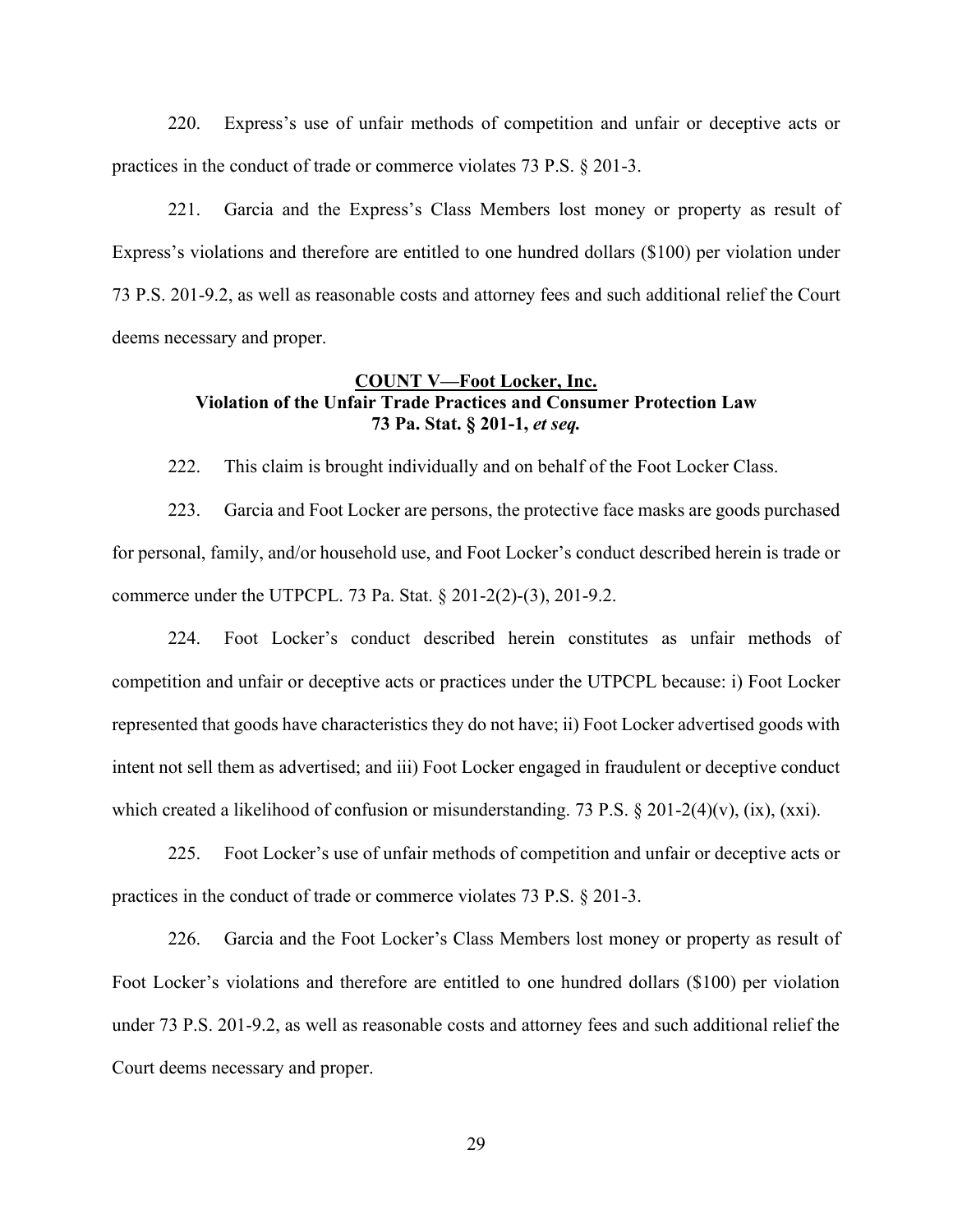220. Express's use of unfair methods of competition and unfair or deceptive acts or practices in the conduct of trade or commerce violates 73 P.S. § 201-3.

221. Garcia and the Express's Class Members lost money or property as result of Express's violations and therefore are entitled to one hundred dollars ($100) per violation under 73 P.S. 201-9.2, as well as reasonable costs and attorney fees and such additional relief the Court deems necessary and proper.

## <u>COUNT V—Foot Locker, Inc.</u>
## Violation of the Unfair Trade Practices and Consumer Protection Law
## 73 Pa. Stat. § 201-1, *et seq.*

222. This claim is brought individually and on behalf of the Foot Locker Class.

223. Garcia and Foot Locker are persons, the protective face masks are goods purchased for personal, family, and/or household use, and Foot Locker's conduct described herein is trade or commerce under the UTPCPL. 73 Pa. Stat. § 201-2(2)-(3), 201-9.2.

224. Foot Locker's conduct described herein constitutes as unfair methods of competition and unfair or deceptive acts or practices under the UTPCPL because: i) Foot Locker represented that goods have characteristics they do not have; ii) Foot Locker advertised goods with intent not sell them as advertised; and iii) Foot Locker engaged in fraudulent or deceptive conduct which created a likelihood of confusion or misunderstanding. 73 P.S. § 201-2(4)(v), (ix), (xxi).

225. Foot Locker's use of unfair methods of competition and unfair or deceptive acts or practices in the conduct of trade or commerce violates 73 P.S. § 201-3.

226. Garcia and the Foot Locker's Class Members lost money or property as result of Foot Locker's violations and therefore are entitled to one hundred dollars ($100) per violation under 73 P.S. 201-9.2, as well as reasonable costs and attorney fees and such additional relief the Court deems necessary and proper.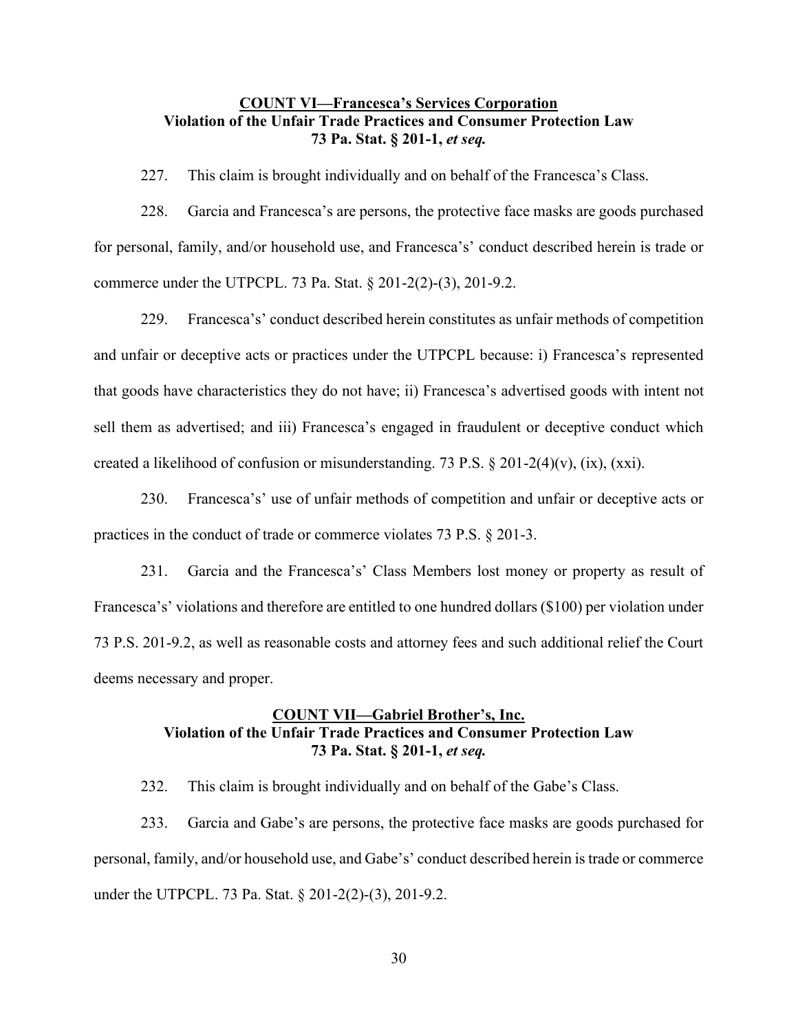**COUNT VI—Francesca's Services Corporation**
**Violation of the Unfair Trade Practices and Consumer Protection Law**
**73 Pa. Stat. § 201-1, *et seq.***

227. This claim is brought individually and on behalf of the Francesca's Class.

228. Garcia and Francesca's are persons, the protective face masks are goods purchased for personal, family, and/or household use, and Francesca's' conduct described herein is trade or commerce under the UTPCPL. 73 Pa. Stat. § 201-2(2)-(3), 201-9.2.

229. Francesca's' conduct described herein constitutes as unfair methods of competition and unfair or deceptive acts or practices under the UTPCPL because: i) Francesca's represented that goods have characteristics they do not have; ii) Francesca's advertised goods with intent not sell them as advertised; and iii) Francesca's engaged in fraudulent or deceptive conduct which created a likelihood of confusion or misunderstanding. 73 P.S. § 201-2(4)(v), (ix), (xxi).

230. Francesca's' use of unfair methods of competition and unfair or deceptive acts or practices in the conduct of trade or commerce violates 73 P.S. § 201-3.

231. Garcia and the Francesca's' Class Members lost money or property as result of Francesca's' violations and therefore are entitled to one hundred dollars ($100) per violation under 73 P.S. 201-9.2, as well as reasonable costs and attorney fees and such additional relief the Court deems necessary and proper.

**COUNT VII—Gabriel Brother's, Inc.**
**Violation of the Unfair Trade Practices and Consumer Protection Law**
**73 Pa. Stat. § 201-1, *et seq.***

232. This claim is brought individually and on behalf of the Gabe's Class.

233. Garcia and Gabe's are persons, the protective face masks are goods purchased for personal, family, and/or household use, and Gabe's' conduct described herein is trade or commerce under the UTPCPL. 73 Pa. Stat. § 201-2(2)-(3), 201-9.2.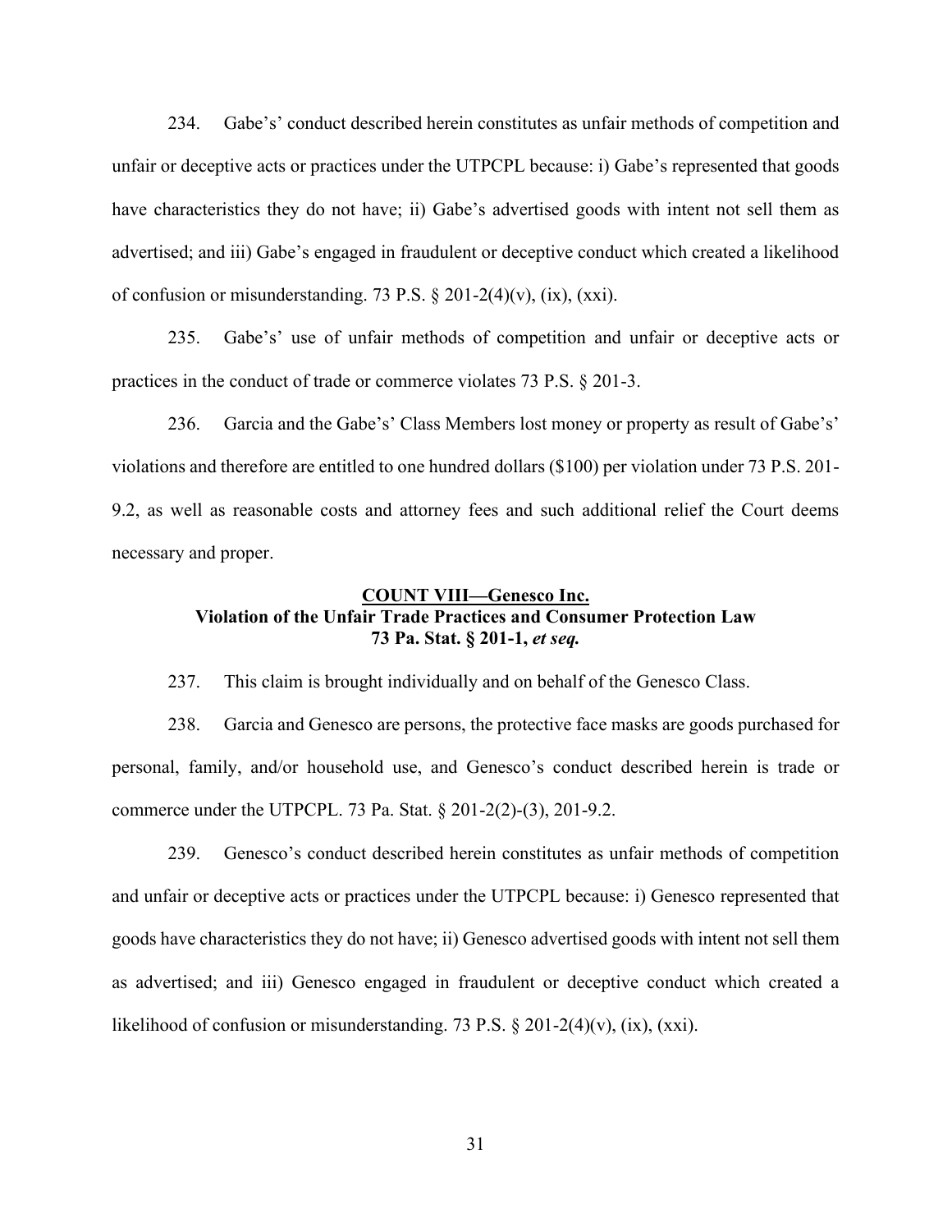234. Gabe's' conduct described herein constitutes as unfair methods of competition and unfair or deceptive acts or practices under the UTPCPL because: i) Gabe's represented that goods have characteristics they do not have; ii) Gabe's advertised goods with intent not sell them as advertised; and iii) Gabe's engaged in fraudulent or deceptive conduct which created a likelihood of confusion or misunderstanding. 73 P.S. § 201-2(4)(v), (ix), (xxi).

235. Gabe's' use of unfair methods of competition and unfair or deceptive acts or practices in the conduct of trade or commerce violates 73 P.S. § 201-3.

236. Garcia and the Gabe's' Class Members lost money or property as result of Gabe's' violations and therefore are entitled to one hundred dollars ($100) per violation under 73 P.S. 201-9.2, as well as reasonable costs and attorney fees and such additional relief the Court deems necessary and proper.

**<u>COUNT VIII—Genesco Inc.</u>**
**Violation of the Unfair Trade Practices and Consumer Protection Law**
**73 Pa. Stat. § 201-1, *et seq.***

237. This claim is brought individually and on behalf of the Genesco Class.

238. Garcia and Genesco are persons, the protective face masks are goods purchased for personal, family, and/or household use, and Genesco's conduct described herein is trade or commerce under the UTPCPL. 73 Pa. Stat. § 201-2(2)-(3), 201-9.2.

239. Genesco's conduct described herein constitutes as unfair methods of competition and unfair or deceptive acts or practices under the UTPCPL because: i) Genesco represented that goods have characteristics they do not have; ii) Genesco advertised goods with intent not sell them as advertised; and iii) Genesco engaged in fraudulent or deceptive conduct which created a likelihood of confusion or misunderstanding. 73 P.S. § 201-2(4)(v), (ix), (xxi).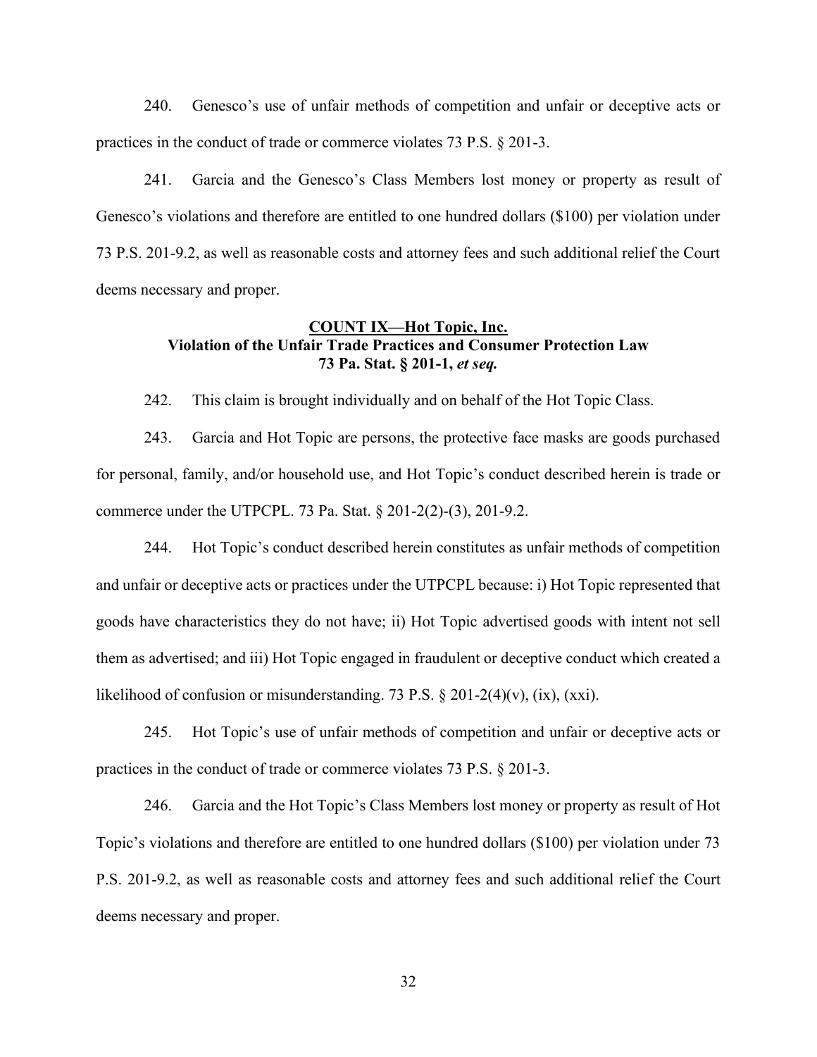240. Genesco's use of unfair methods of competition and unfair or deceptive acts or practices in the conduct of trade or commerce violates 73 P.S. § 201-3.

241. Garcia and the Genesco's Class Members lost money or property as result of Genesco's violations and therefore are entitled to one hundred dollars ($100) per violation under 73 P.S. 201-9.2, as well as reasonable costs and attorney fees and such additional relief the Court deems necessary and proper.

**COUNT IX—Hot Topic, Inc.**
**Violation of the Unfair Trade Practices and Consumer Protection Law**
**73 Pa. Stat. § 201-1, *et seq.***

242. This claim is brought individually and on behalf of the Hot Topic Class.

243. Garcia and Hot Topic are persons, the protective face masks are goods purchased for personal, family, and/or household use, and Hot Topic's conduct described herein is trade or commerce under the UTPCPL. 73 Pa. Stat. § 201-2(2)-(3), 201-9.2.

244. Hot Topic's conduct described herein constitutes as unfair methods of competition and unfair or deceptive acts or practices under the UTPCPL because: i) Hot Topic represented that goods have characteristics they do not have; ii) Hot Topic advertised goods with intent not sell them as advertised; and iii) Hot Topic engaged in fraudulent or deceptive conduct which created a likelihood of confusion or misunderstanding. 73 P.S. § 201-2(4)(v), (ix), (xxi).

245. Hot Topic's use of unfair methods of competition and unfair or deceptive acts or practices in the conduct of trade or commerce violates 73 P.S. § 201-3.

246. Garcia and the Hot Topic's Class Members lost money or property as result of Hot Topic's violations and therefore are entitled to one hundred dollars ($100) per violation under 73 P.S. 201-9.2, as well as reasonable costs and attorney fees and such additional relief the Court deems necessary and proper.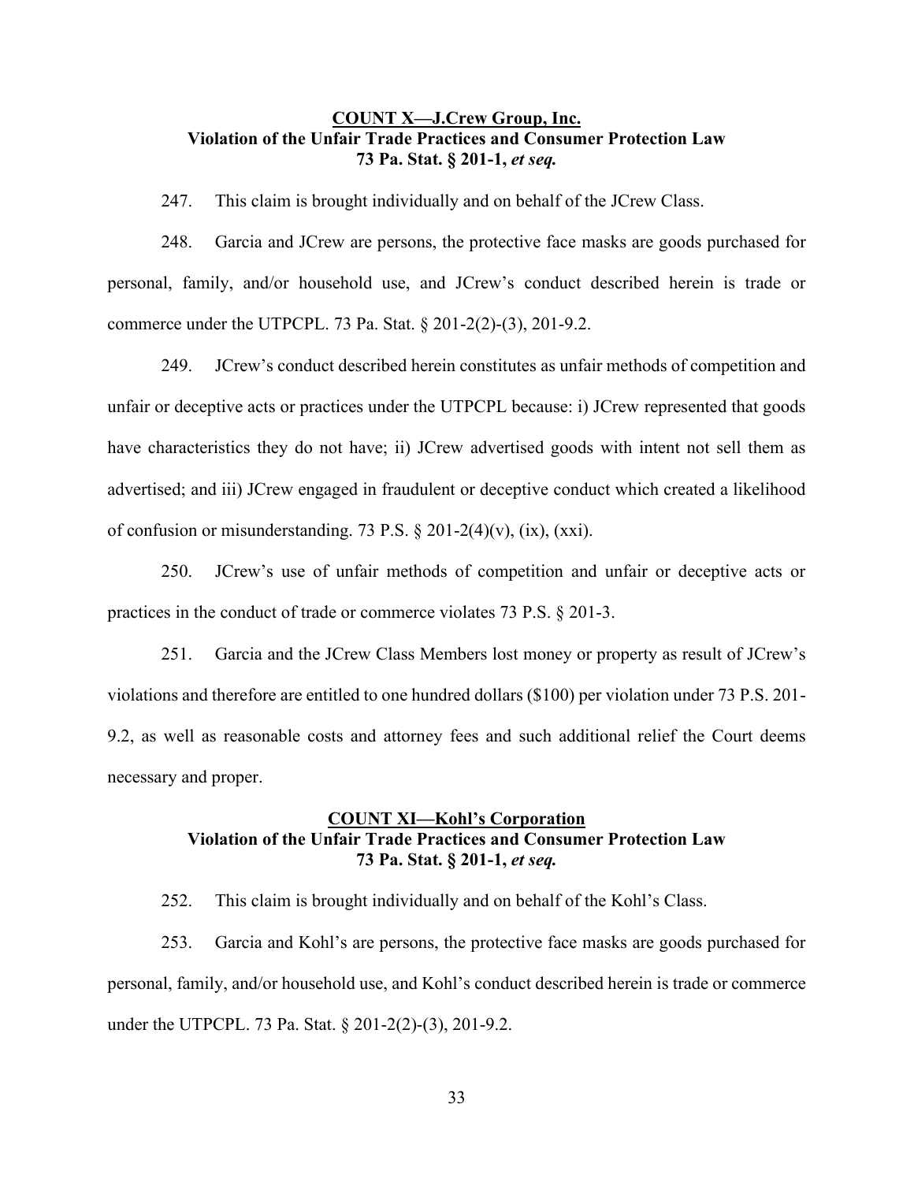**<u>COUNT X—J.Crew Group, Inc.</u>**
**Violation of the Unfair Trade Practices and Consumer Protection Law**
**73 Pa. Stat. § 201-1, *et seq.***

247. This claim is brought individually and on behalf of the JCrew Class.

248. Garcia and JCrew are persons, the protective face masks are goods purchased for personal, family, and/or household use, and JCrew's conduct described herein is trade or commerce under the UTPCPL. 73 Pa. Stat. § 201-2(2)-(3), 201-9.2.

249. JCrew's conduct described herein constitutes as unfair methods of competition and unfair or deceptive acts or practices under the UTPCPL because: i) JCrew represented that goods have characteristics they do not have; ii) JCrew advertised goods with intent not sell them as advertised; and iii) JCrew engaged in fraudulent or deceptive conduct which created a likelihood of confusion or misunderstanding. 73 P.S. § 201-2(4)(v), (ix), (xxi).

250. JCrew's use of unfair methods of competition and unfair or deceptive acts or practices in the conduct of trade or commerce violates 73 P.S. § 201-3.

251. Garcia and the JCrew Class Members lost money or property as result of JCrew's violations and therefore are entitled to one hundred dollars ($100) per violation under 73 P.S. 201-9.2, as well as reasonable costs and attorney fees and such additional relief the Court deems necessary and proper.

**<u>COUNT XI—Kohl's Corporation</u>**
**Violation of the Unfair Trade Practices and Consumer Protection Law**
**73 Pa. Stat. § 201-1, *et seq.***

252. This claim is brought individually and on behalf of the Kohl's Class.

253. Garcia and Kohl's are persons, the protective face masks are goods purchased for personal, family, and/or household use, and Kohl's conduct described herein is trade or commerce under the UTPCPL. 73 Pa. Stat. § 201-2(2)-(3), 201-9.2.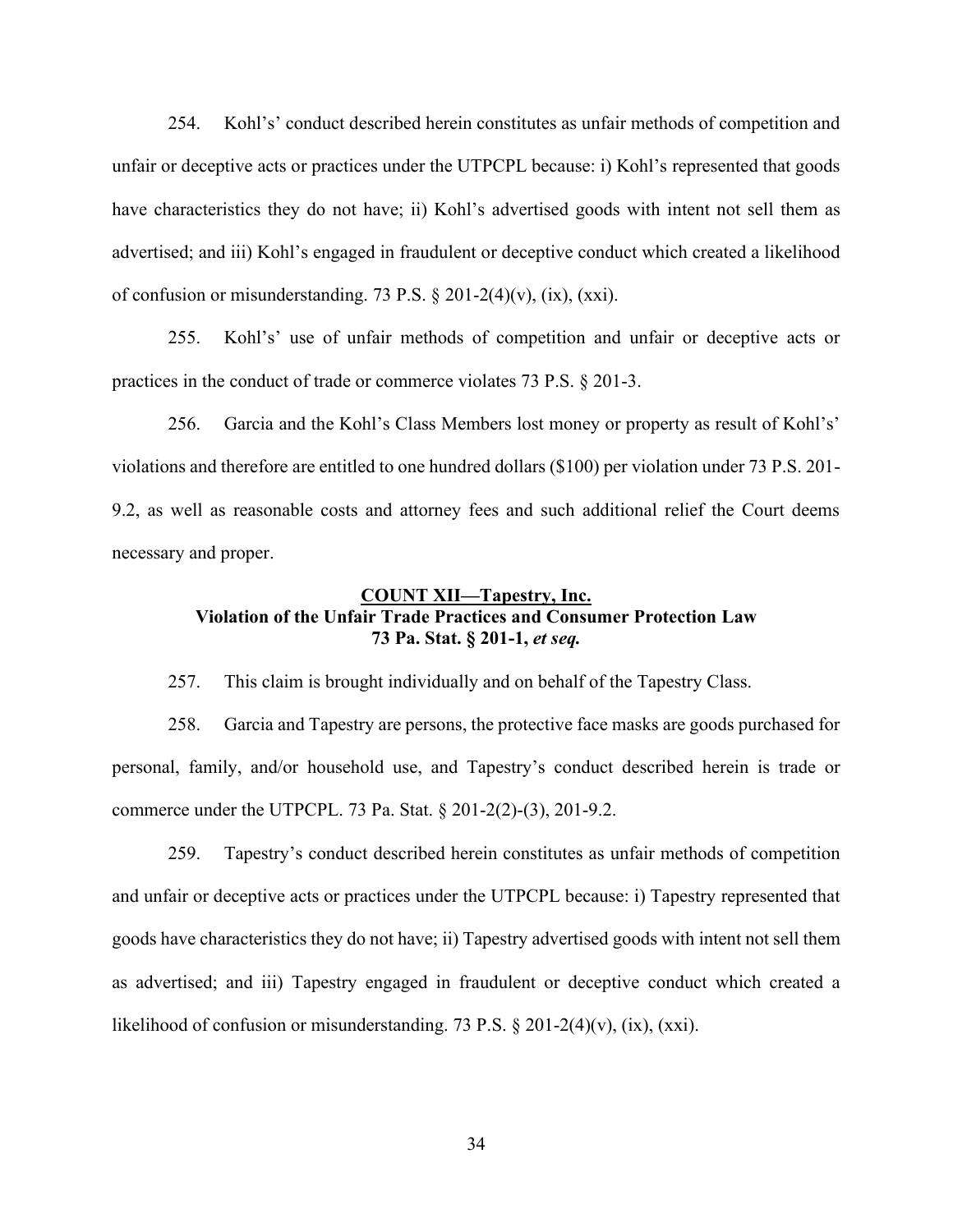254. Kohl's' conduct described herein constitutes as unfair methods of competition and unfair or deceptive acts or practices under the UTPCPL because: i) Kohl's represented that goods have characteristics they do not have; ii) Kohl's advertised goods with intent not sell them as advertised; and iii) Kohl's engaged in fraudulent or deceptive conduct which created a likelihood of confusion or misunderstanding. 73 P.S. § 201-2(4)(v), (ix), (xxi).

255. Kohl's' use of unfair methods of competition and unfair or deceptive acts or practices in the conduct of trade or commerce violates 73 P.S. § 201-3.

256. Garcia and the Kohl's Class Members lost money or property as result of Kohl's' violations and therefore are entitled to one hundred dollars ($100) per violation under 73 P.S. 201-9.2, as well as reasonable costs and attorney fees and such additional relief the Court deems necessary and proper.

**COUNT XII—Tapestry, Inc.**
**Violation of the Unfair Trade Practices and Consumer Protection Law**
**73 Pa. Stat. § 201-1, *et seq.***

257. This claim is brought individually and on behalf of the Tapestry Class.

258. Garcia and Tapestry are persons, the protective face masks are goods purchased for personal, family, and/or household use, and Tapestry's conduct described herein is trade or commerce under the UTPCPL. 73 Pa. Stat. § 201-2(2)-(3), 201-9.2.

259. Tapestry's conduct described herein constitutes as unfair methods of competition and unfair or deceptive acts or practices under the UTPCPL because: i) Tapestry represented that goods have characteristics they do not have; ii) Tapestry advertised goods with intent not sell them as advertised; and iii) Tapestry engaged in fraudulent or deceptive conduct which created a likelihood of confusion or misunderstanding. 73 P.S. § 201-2(4)(v), (ix), (xxi).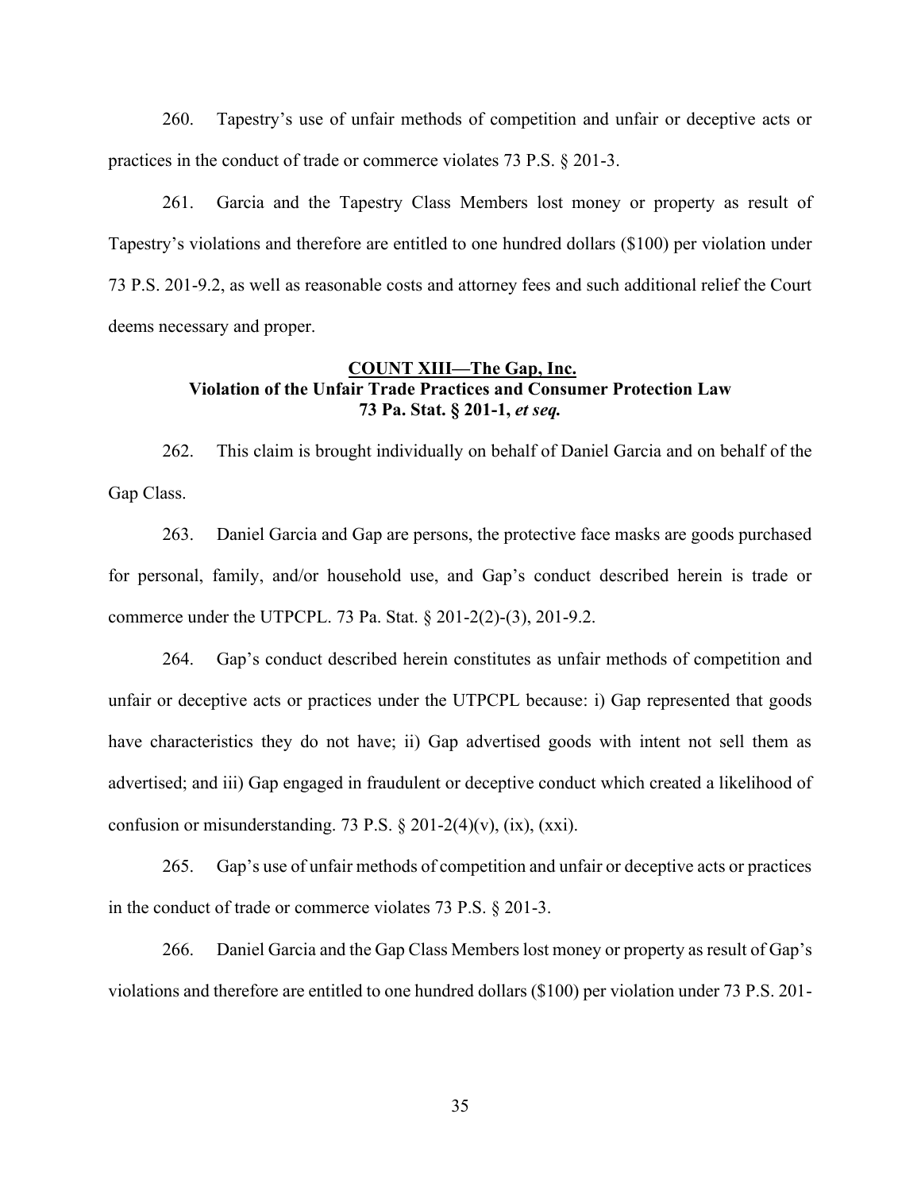260. Tapestry's use of unfair methods of competition and unfair or deceptive acts or practices in the conduct of trade or commerce violates 73 P.S. § 201-3.

261. Garcia and the Tapestry Class Members lost money or property as result of Tapestry's violations and therefore are entitled to one hundred dollars ($100) per violation under 73 P.S. 201-9.2, as well as reasonable costs and attorney fees and such additional relief the Court deems necessary and proper.

**COUNT XIII—The Gap, Inc.**
**Violation of the Unfair Trade Practices and Consumer Protection Law**
**73 Pa. Stat. § 201-1, *et seq.***

262. This claim is brought individually on behalf of Daniel Garcia and on behalf of the Gap Class.

263. Daniel Garcia and Gap are persons, the protective face masks are goods purchased for personal, family, and/or household use, and Gap's conduct described herein is trade or commerce under the UTPCPL. 73 Pa. Stat. § 201-2(2)-(3), 201-9.2.

264. Gap's conduct described herein constitutes as unfair methods of competition and unfair or deceptive acts or practices under the UTPCPL because: i) Gap represented that goods have characteristics they do not have; ii) Gap advertised goods with intent not sell them as advertised; and iii) Gap engaged in fraudulent or deceptive conduct which created a likelihood of confusion or misunderstanding. 73 P.S. § 201-2(4)(v), (ix), (xxi).

265. Gap's use of unfair methods of competition and unfair or deceptive acts or practices in the conduct of trade or commerce violates 73 P.S. § 201-3.

266. Daniel Garcia and the Gap Class Members lost money or property as result of Gap's violations and therefore are entitled to one hundred dollars ($100) per violation under 73 P.S. 201-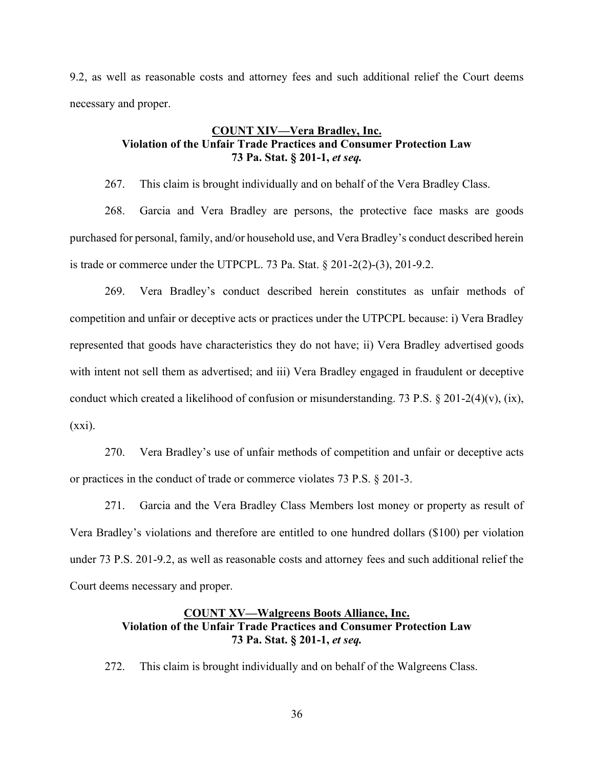9.2, as well as reasonable costs and attorney fees and such additional relief the Court deems necessary and proper.

### <u>COUNT XIV—Vera Bradley, Inc.</u>
### Violation of the Unfair Trade Practices and Consumer Protection Law
### 73 Pa. Stat. § 201-1, *et seq.*

267. This claim is brought individually and on behalf of the Vera Bradley Class.

268. Garcia and Vera Bradley are persons, the protective face masks are goods purchased for personal, family, and/or household use, and Vera Bradley's conduct described herein is trade or commerce under the UTPCPL. 73 Pa. Stat. § 201-2(2)-(3), 201-9.2.

269. Vera Bradley's conduct described herein constitutes as unfair methods of competition and unfair or deceptive acts or practices under the UTPCPL because: i) Vera Bradley represented that goods have characteristics they do not have; ii) Vera Bradley advertised goods with intent not sell them as advertised; and iii) Vera Bradley engaged in fraudulent or deceptive conduct which created a likelihood of confusion or misunderstanding. 73 P.S. § 201-2(4)(v), (ix), (xxi).

270. Vera Bradley's use of unfair methods of competition and unfair or deceptive acts or practices in the conduct of trade or commerce violates 73 P.S. § 201-3.

271. Garcia and the Vera Bradley Class Members lost money or property as result of Vera Bradley's violations and therefore are entitled to one hundred dollars ($100) per violation under 73 P.S. 201-9.2, as well as reasonable costs and attorney fees and such additional relief the Court deems necessary and proper.

### <u>COUNT XV—Walgreens Boots Alliance, Inc.</u>
### Violation of the Unfair Trade Practices and Consumer Protection Law
### 73 Pa. Stat. § 201-1, *et seq.*

272. This claim is brought individually and on behalf of the Walgreens Class.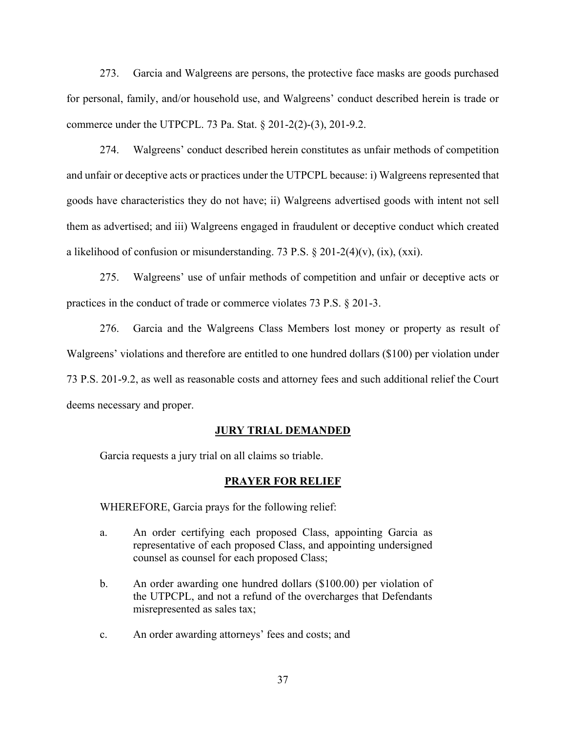273. Garcia and Walgreens are persons, the protective face masks are goods purchased for personal, family, and/or household use, and Walgreens' conduct described herein is trade or commerce under the UTPCPL. 73 Pa. Stat. § 201-2(2)-(3), 201-9.2.

274. Walgreens' conduct described herein constitutes as unfair methods of competition and unfair or deceptive acts or practices under the UTPCPL because: i) Walgreens represented that goods have characteristics they do not have; ii) Walgreens advertised goods with intent not sell them as advertised; and iii) Walgreens engaged in fraudulent or deceptive conduct which created a likelihood of confusion or misunderstanding. 73 P.S. § 201-2(4)(v), (ix), (xxi).

275. Walgreens' use of unfair methods of competition and unfair or deceptive acts or practices in the conduct of trade or commerce violates 73 P.S. § 201-3.

276. Garcia and the Walgreens Class Members lost money or property as result of Walgreens' violations and therefore are entitled to one hundred dollars ($100) per violation under 73 P.S. 201-9.2, as well as reasonable costs and attorney fees and such additional relief the Court deems necessary and proper.

**JURY TRIAL DEMANDED**

Garcia requests a jury trial on all claims so triable.

**PRAYER FOR RELIEF**

WHEREFORE, Garcia prays for the following relief:

a. An order certifying each proposed Class, appointing Garcia as representative of each proposed Class, and appointing undersigned counsel as counsel for each proposed Class;

b. An order awarding one hundred dollars ($100.00) per violation of the UTPCPL, and not a refund of the overcharges that Defendants misrepresented as sales tax;

c. An order awarding attorneys' fees and costs; and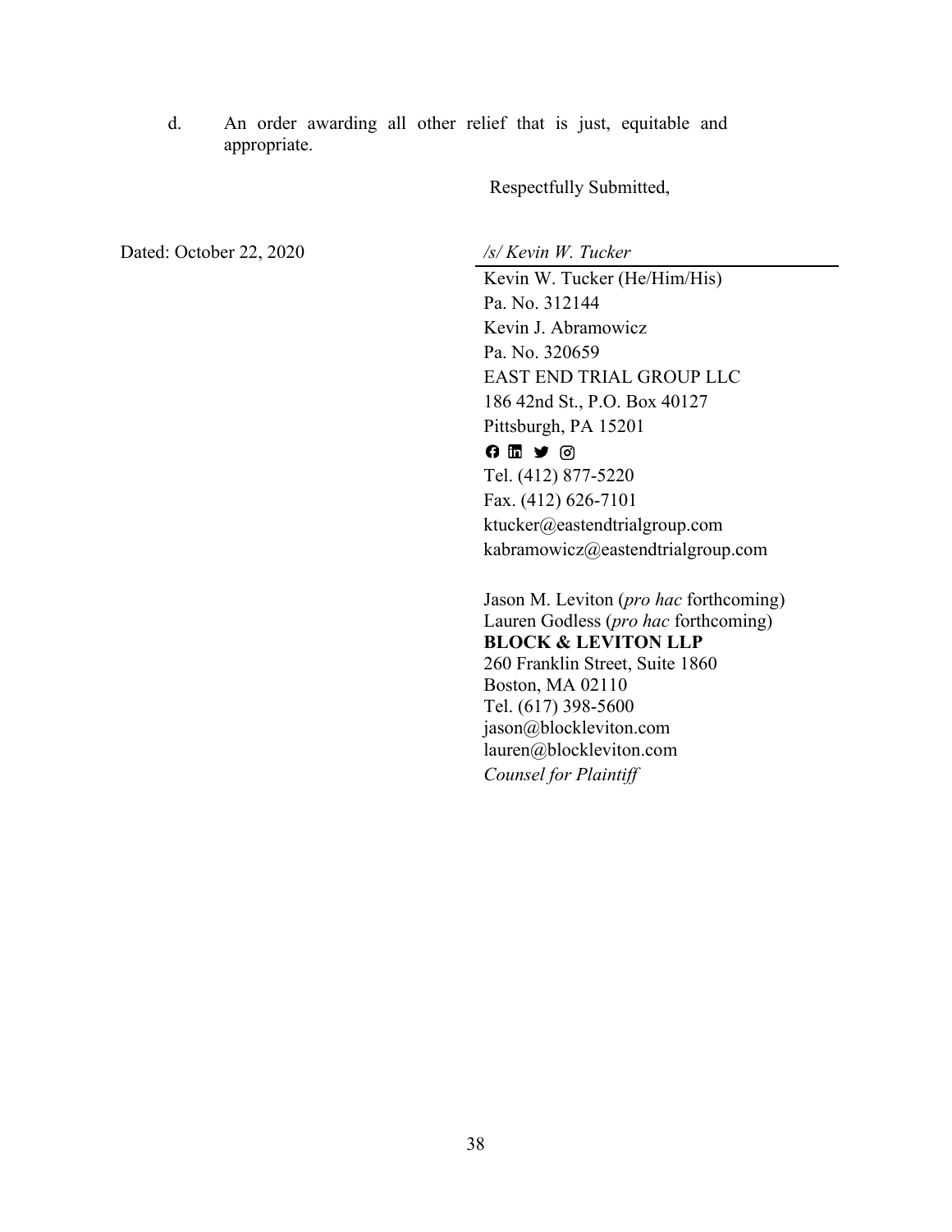d. An order awarding all other relief that is just, equitable and appropriate.

Respectfully Submitted,

Dated: October 22, 2020

*/s/ Kevin W. Tucker*

Kevin W. Tucker (He/Him/His)
Pa. No. 312144
Kevin J. Abramowicz
Pa. No. 320659
EAST END TRIAL GROUP LLC
186 42nd St., P.O. Box 40127
Pittsburgh, PA 15201
Tel. (412) 877-5220
Fax. (412) 626-7101
ktucker@eastendtrialgroup.com
kabramowicz@eastendtrialgroup.com

Jason M. Leviton (*pro hac* forthcoming)
Lauren Godless (*pro hac* forthcoming)
**BLOCK & LEVITON LLP**
260 Franklin Street, Suite 1860
Boston, MA 02110
Tel. (617) 398-5600
jason@blockleviton.com
lauren@blockleviton.com
*Counsel for Plaintiff*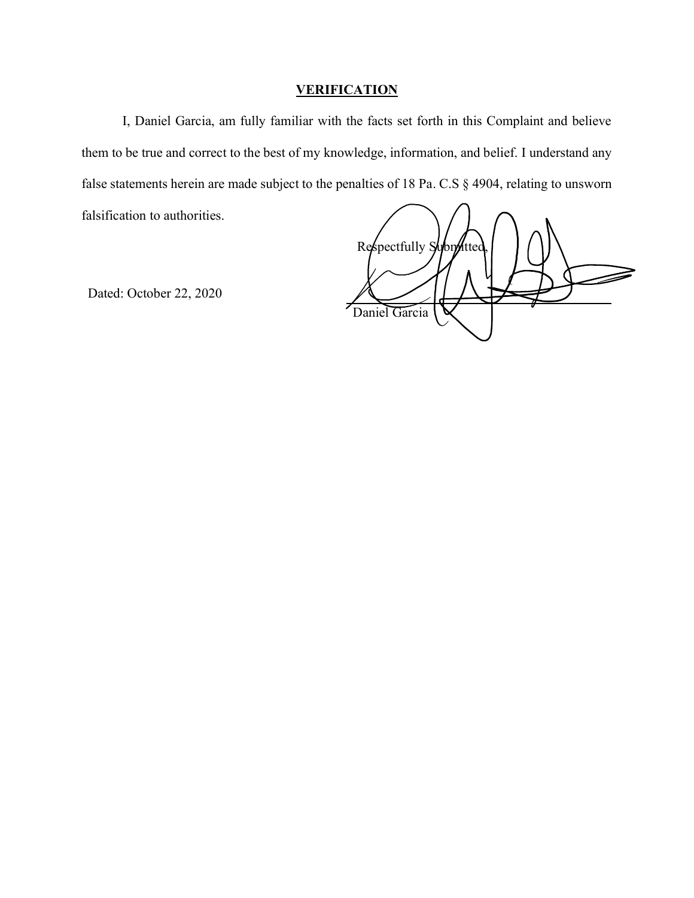## **VERIFICATION**

I, Daniel Garcia, am fully familiar with the facts set forth in this Complaint and believe them to be true and correct to the best of my knowledge, information, and belief. I understand any false statements herein are made subject to the penalties of 18 Pa. C.S § 4904, relating to unsworn falsification to authorities.

Respectfully Submitted,

Dated: October 22, 2020

\_\_\_\_\_\_\_\_\_\_\_\_\_\_\_\_\_\_\_\_\_\_\_\_\_\_\_\_\_\_

Daniel Garcia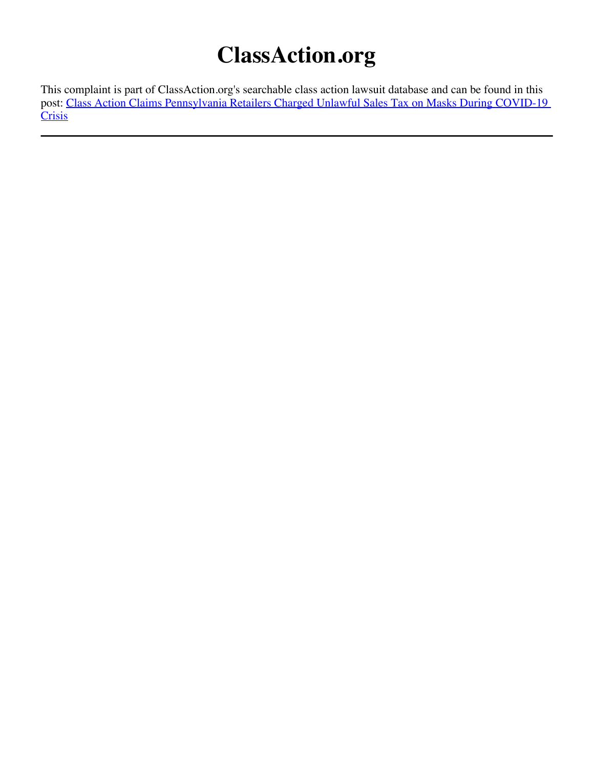# ClassAction.org

This complaint is part of ClassAction.org's searchable class action lawsuit database and can be found in this post: [Class Action Claims Pennsylvania Retailers Charged Unlawful Sales Tax on Masks During COVID-19 Crisis]

---